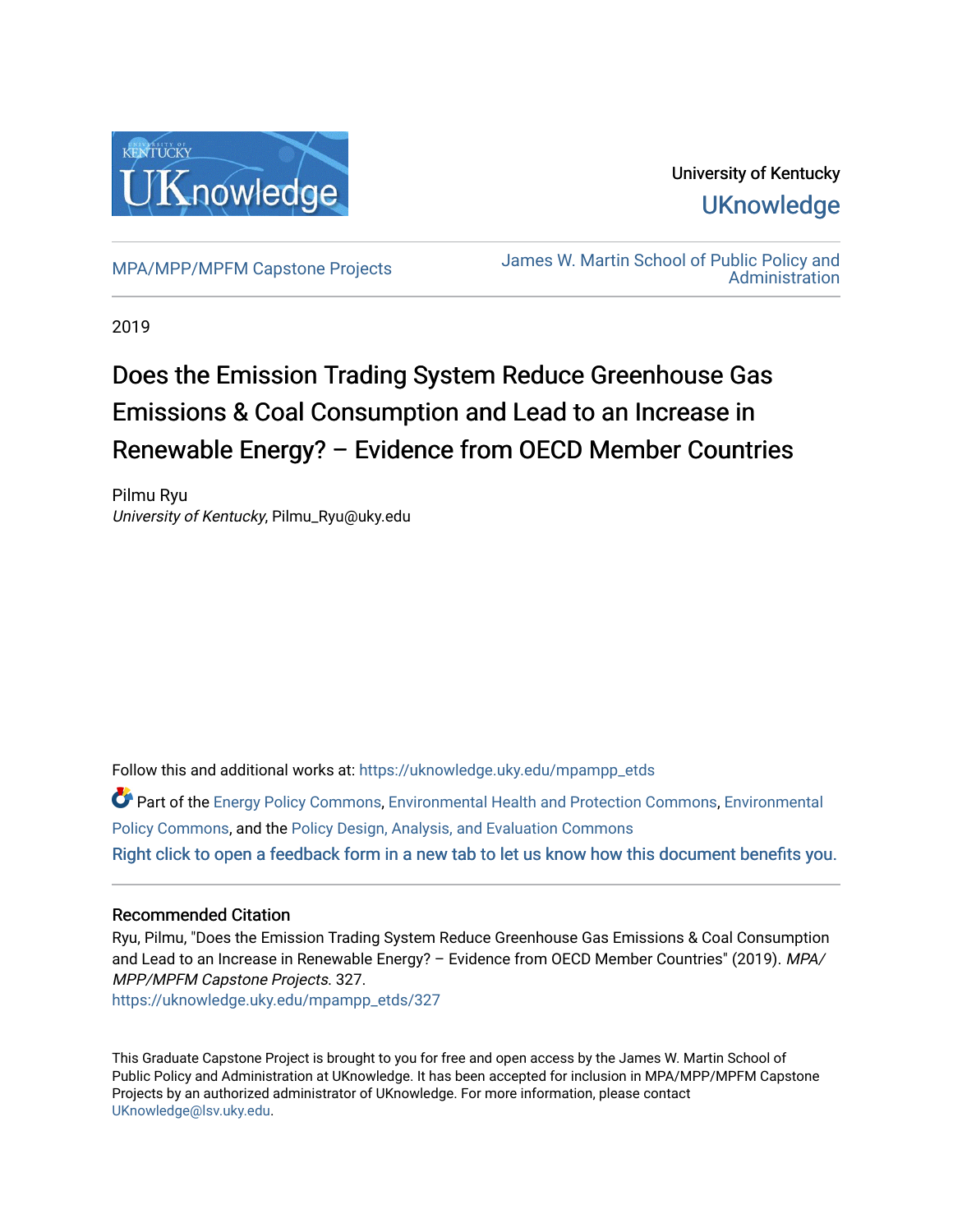University of Kentucky

UKnowledge

MPA/MPP/MPFM Capstone Projects

James W. Martin School of Public Policy and Administration

2019

# Does the Emission Trading System Reduce Greenhouse Gas Emissions & Coal Consumption and Lead to an Increase in Renewable Energy? – Evidence from OECD Member Countries

Pilmu Ryu
*University of Kentucky*, Pilmu_Ryu@uky.edu

Follow this and additional works at: https://uknowledge.uky.edu/mpampp_etds

Part of the Energy Policy Commons, Environmental Health and Protection Commons, Environmental Policy Commons, and the Policy Design, Analysis, and Evaluation Commons

Right click to open a feedback form in a new tab to let us know how this document benefits you.

## Recommended Citation

Ryu, Pilmu, "Does the Emission Trading System Reduce Greenhouse Gas Emissions & Coal Consumption and Lead to an Increase in Renewable Energy? – Evidence from OECD Member Countries" (2019). *MPA/MPP/MPFM Capstone Projects*. 327.
https://uknowledge.uky.edu/mpampp_etds/327

This Graduate Capstone Project is brought to you for free and open access by the James W. Martin School of Public Policy and Administration at UKnowledge. It has been accepted for inclusion in MPA/MPP/MPFM Capstone Projects by an authorized administrator of UKnowledge. For more information, please contact UKnowledge@lsv.uky.edu.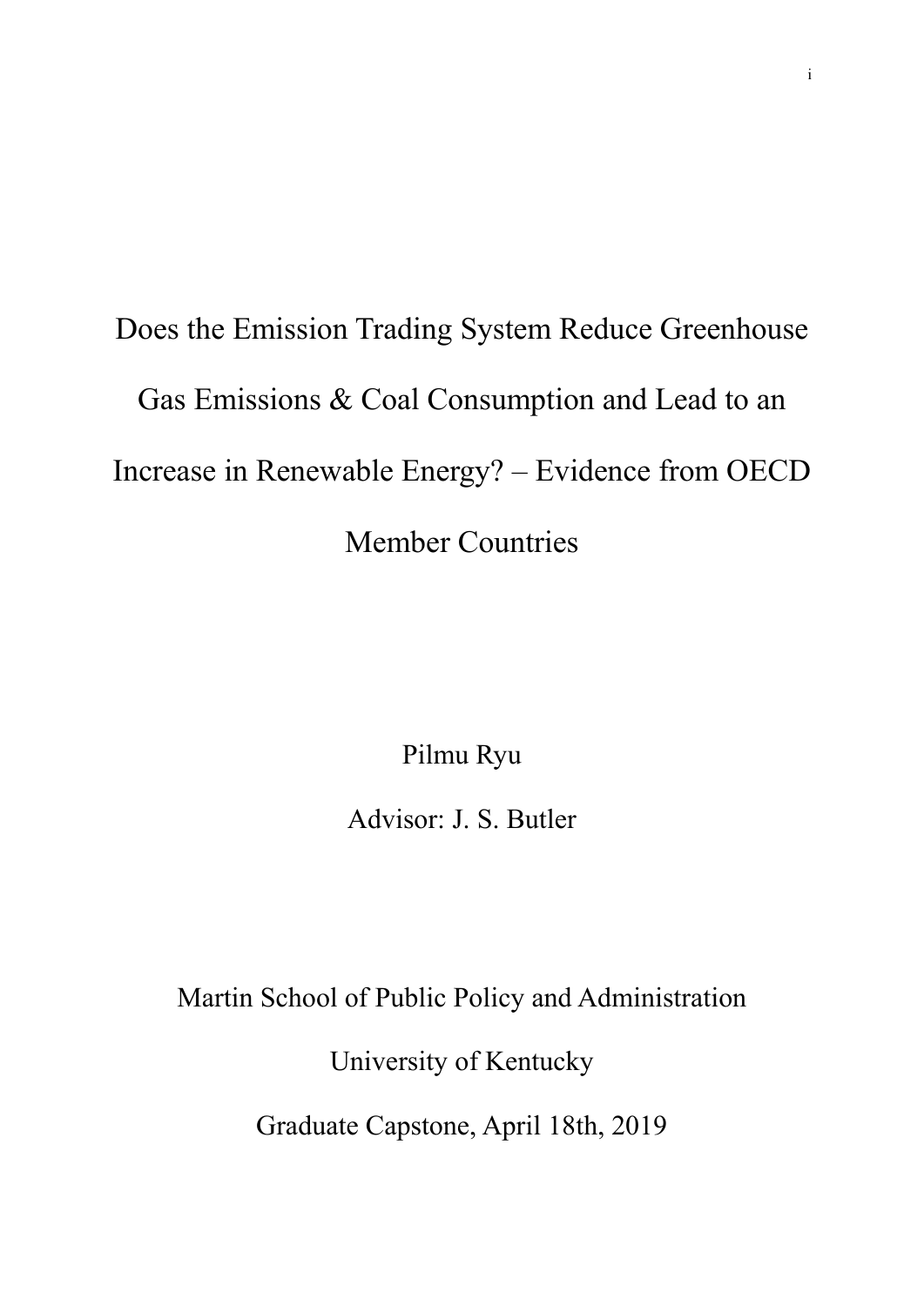# Does the Emission Trading System Reduce Greenhouse Gas Emissions & Coal Consumption and Lead to an Increase in Renewable Energy? – Evidence from OECD Member Countries

Pilmu Ryu

Advisor: J. S. Butler

Martin School of Public Policy and Administration

University of Kentucky

Graduate Capstone, April 18th, 2019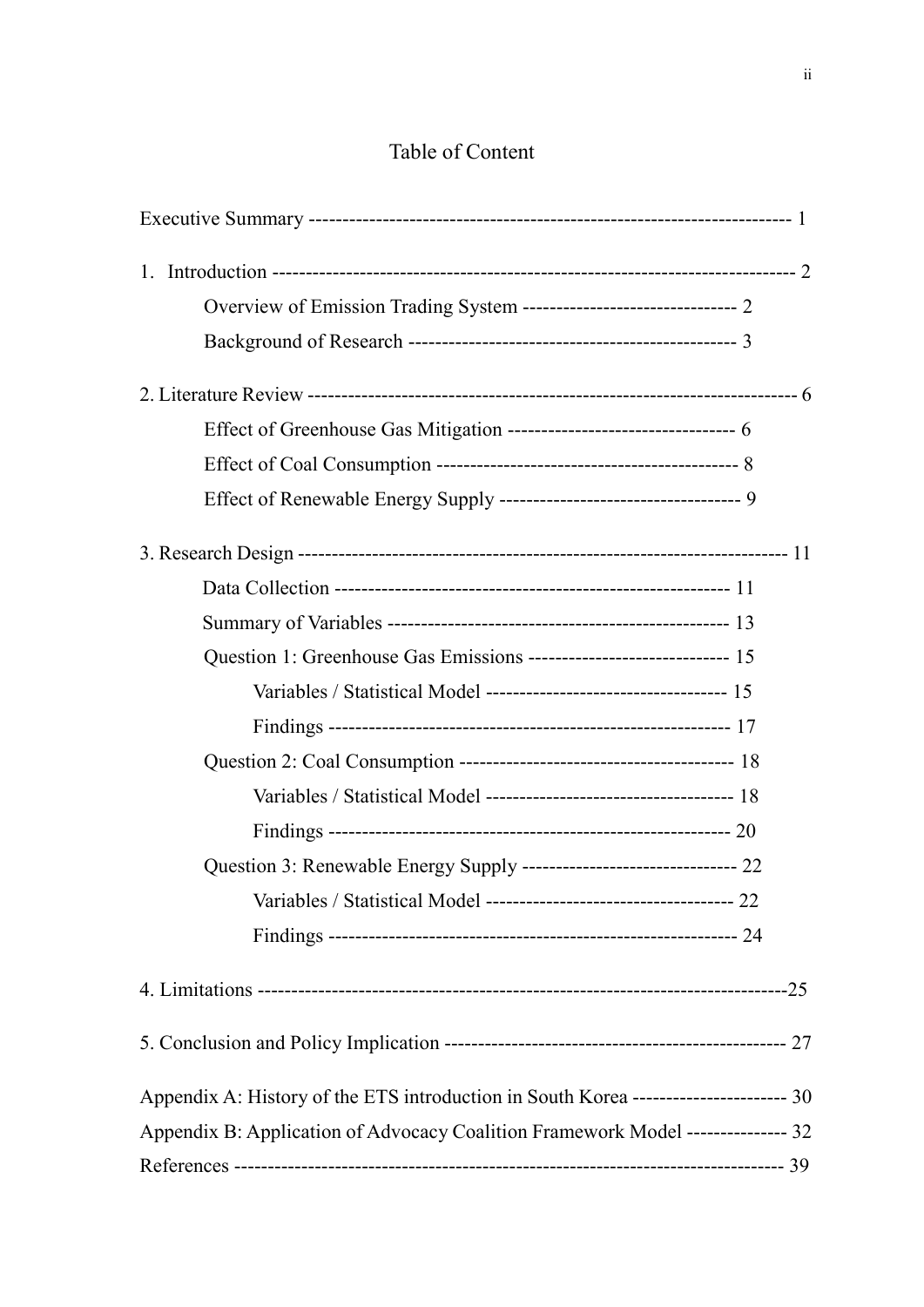# Table of Content

Executive Summary ------------------------------------------------------------------------ 1

1. Introduction ------------------------------------------------------------------------------ 2
    - Overview of Emission Trading System -------------------------------- 2
    - Background of Research ------------------------------------------------ 3

2. Literature Review ------------------------------------------------------------------------- 6
    - Effect of Greenhouse Gas Mitigation ---------------------------------- 6
    - Effect of Coal Consumption --------------------------------------------- 8
    - Effect of Renewable Energy Supply ------------------------------------ 9

3. Research Design --------------------------------------------------------------------------- 11
    - Data Collection ----------------------------------------------------------- 11
    - Summary of Variables -------------------------------------------------- 13
    - Question 1: Greenhouse Gas Emissions ------------------------------ 15
        - Variables / Statistical Model ------------------------------------ 15
        - Findings ------------------------------------------------------------ 17
    - Question 2: Coal Consumption ----------------------------------------- 18
        - Variables / Statistical Model ------------------------------------- 18
        - Findings ------------------------------------------------------------ 20
    - Question 3: Renewable Energy Supply -------------------------------- 22
        - Variables / Statistical Model ------------------------------------- 22
        - Findings ------------------------------------------------------------ 24

4. Limitations ------------------------------------------------------------------------------25

5. Conclusion and Policy Implication --------------------------------------------------- 27

Appendix A: History of the ETS introduction in South Korea ----------------------- 30

Appendix B: Application of Advocacy Coalition Framework Model --------------- 32

References ---------------------------------------------------------------------------------- 39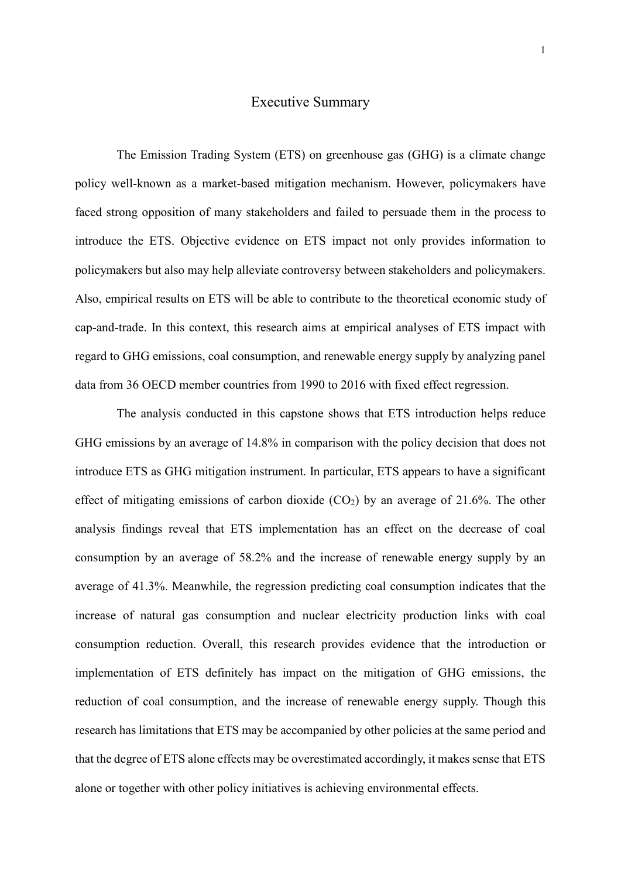# Executive Summary

The Emission Trading System (ETS) on greenhouse gas (GHG) is a climate change policy well-known as a market-based mitigation mechanism. However, policymakers have faced strong opposition of many stakeholders and failed to persuade them in the process to introduce the ETS. Objective evidence on ETS impact not only provides information to policymakers but also may help alleviate controversy between stakeholders and policymakers. Also, empirical results on ETS will be able to contribute to the theoretical economic study of cap-and-trade. In this context, this research aims at empirical analyses of ETS impact with regard to GHG emissions, coal consumption, and renewable energy supply by analyzing panel data from 36 OECD member countries from 1990 to 2016 with fixed effect regression.

The analysis conducted in this capstone shows that ETS introduction helps reduce GHG emissions by an average of 14.8% in comparison with the policy decision that does not introduce ETS as GHG mitigation instrument. In particular, ETS appears to have a significant effect of mitigating emissions of carbon dioxide ($CO_2$) by an average of 21.6%. The other analysis findings reveal that ETS implementation has an effect on the decrease of coal consumption by an average of 58.2% and the increase of renewable energy supply by an average of 41.3%. Meanwhile, the regression predicting coal consumption indicates that the increase of natural gas consumption and nuclear electricity production links with coal consumption reduction. Overall, this research provides evidence that the introduction or implementation of ETS definitely has impact on the mitigation of GHG emissions, the reduction of coal consumption, and the increase of renewable energy supply. Though this research has limitations that ETS may be accompanied by other policies at the same period and that the degree of ETS alone effects may be overestimated accordingly, it makes sense that ETS alone or together with other policy initiatives is achieving environmental effects.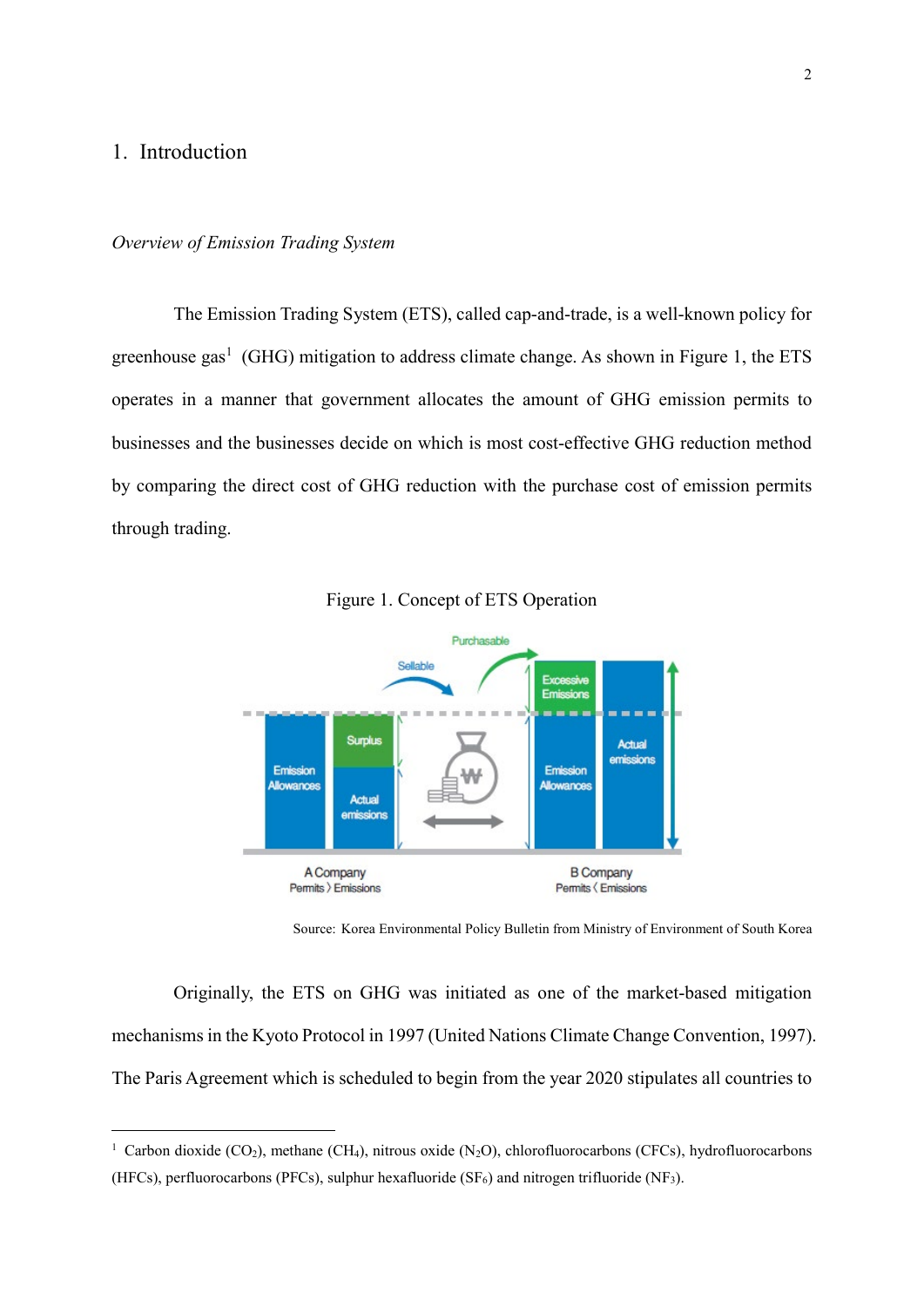## 1. Introduction

*Overview of Emission Trading System*

The Emission Trading System (ETS), called cap-and-trade, is a well-known policy for greenhouse gas[1] (GHG) mitigation to address climate change. As shown in Figure 1, the ETS operates in a manner that government allocates the amount of GHG emission permits to businesses and the businesses decide on which is most cost-effective GHG reduction method by comparing the direct cost of GHG reduction with the purchase cost of emission permits through trading.

Figure 1. Concept of ETS Operation

Source: Korea Environmental Policy Bulletin from Ministry of Environment of South Korea

Originally, the ETS on GHG was initiated as one of the market-based mitigation mechanisms in the Kyoto Protocol in 1997 (United Nations Climate Change Convention, 1997). The Paris Agreement which is scheduled to begin from the year 2020 stipulates all countries to

[1] Carbon dioxide ($CO_2$), methane ($CH_4$), nitrous oxide ($N_2O$), chlorofluorocarbons (CFCs), hydrofluorocarbons (HFCs), perfluorocarbons (PFCs), sulphur hexafluoride ($SF_6$) and nitrogen trifluoride ($NF_3$).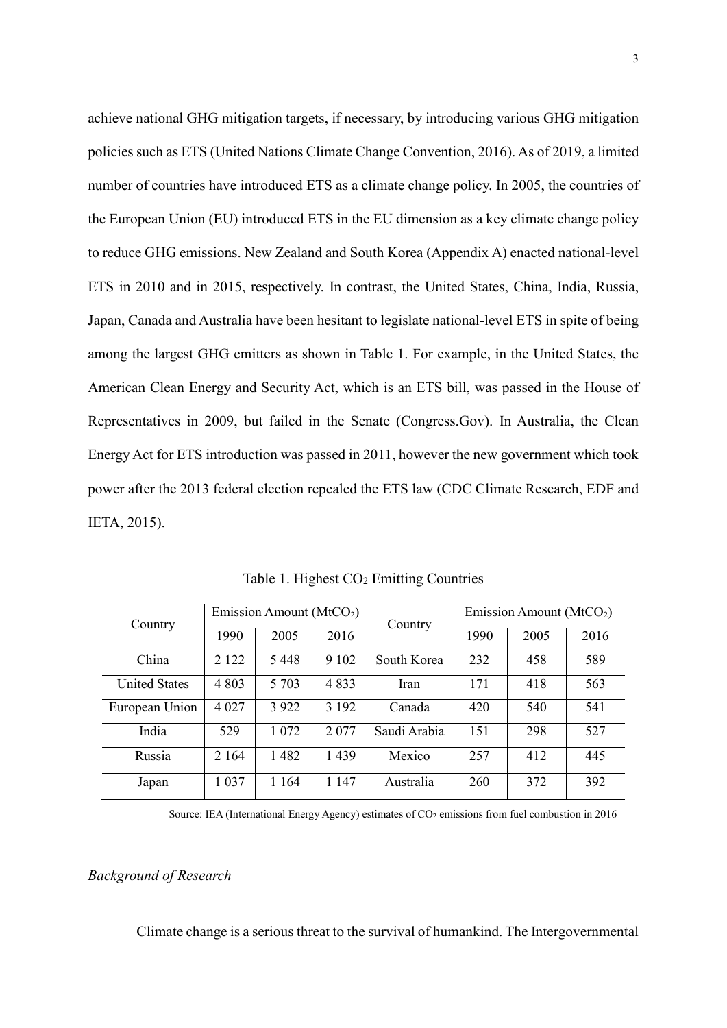achieve national GHG mitigation targets, if necessary, by introducing various GHG mitigation policies such as ETS (United Nations Climate Change Convention, 2016). As of 2019, a limited number of countries have introduced ETS as a climate change policy. In 2005, the countries of the European Union (EU) introduced ETS in the EU dimension as a key climate change policy to reduce GHG emissions. New Zealand and South Korea (Appendix A) enacted national-level ETS in 2010 and in 2015, respectively. In contrast, the United States, China, India, Russia, Japan, Canada and Australia have been hesitant to legislate national-level ETS in spite of being among the largest GHG emitters as shown in Table 1. For example, in the United States, the American Clean Energy and Security Act, which is an ETS bill, was passed in the House of Representatives in 2009, but failed in the Senate (Congress.Gov). In Australia, the Clean Energy Act for ETS introduction was passed in 2011, however the new government which took power after the 2013 federal election repealed the ETS law (CDC Climate Research, EDF and IETA, 2015).

Table 1. Highest $CO_2$ Emitting Countries

| Country | Emission Amount ($MtCO_2$) | | | Country | Emission Amount ($MtCO_2$) | | |
|---|---|---|---|---|---|---|---|
| | 1990 | 2005 | 2016 | | 1990 | 2005 | 2016 |
| China | 2 122 | 5 448 | 9 102 | South Korea | 232 | 458 | 589 |
| United States | 4 803 | 5 703 | 4 833 | Iran | 171 | 418 | 563 |
| European Union | 4 027 | 3 922 | 3 192 | Canada | 420 | 540 | 541 |
| India | 529 | 1 072 | 2 077 | Saudi Arabia | 151 | 298 | 527 |
| Russia | 2 164 | 1 482 | 1 439 | Mexico | 257 | 412 | 445 |
| Japan | 1 037 | 1 164 | 1 147 | Australia | 260 | 372 | 392 |

Source: IEA (International Energy Agency) estimates of $CO_2$ emissions from fuel combustion in 2016

*Background of Research*

Climate change is a serious threat to the survival of humankind. The Intergovernmental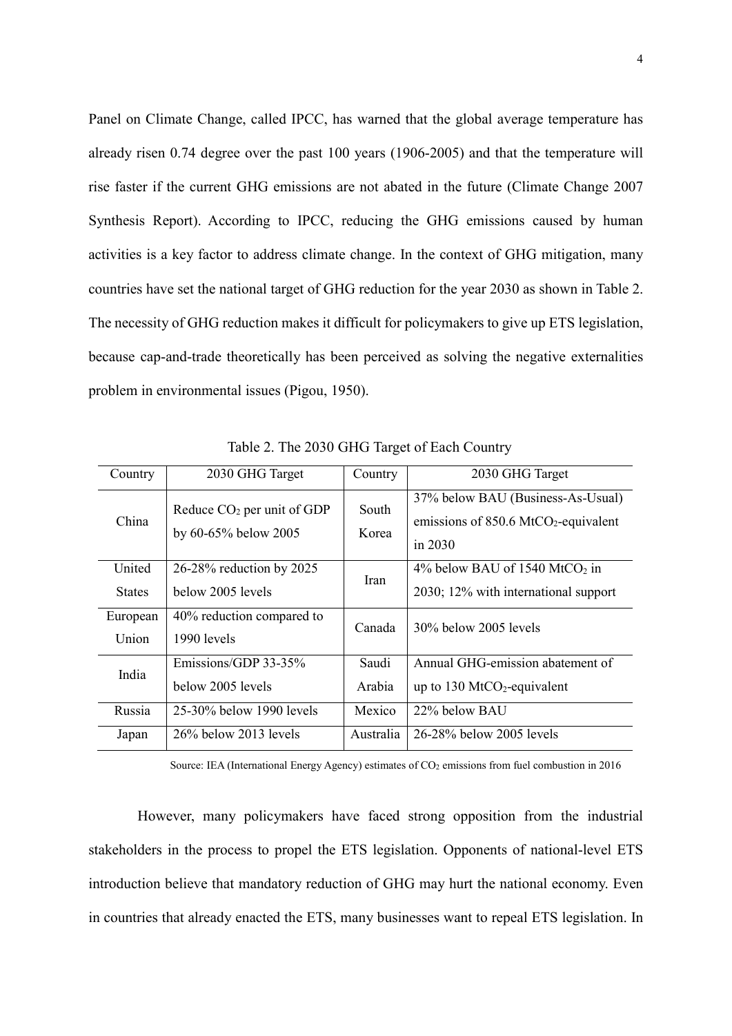Panel on Climate Change, called IPCC, has warned that the global average temperature has already risen 0.74 degree over the past 100 years (1906-2005) and that the temperature will rise faster if the current GHG emissions are not abated in the future (Climate Change 2007 Synthesis Report). According to IPCC, reducing the GHG emissions caused by human activities is a key factor to address climate change. In the context of GHG mitigation, many countries have set the national target of GHG reduction for the year 2030 as shown in Table 2. The necessity of GHG reduction makes it difficult for policymakers to give up ETS legislation, because cap-and-trade theoretically has been perceived as solving the negative externalities problem in environmental issues (Pigou, 1950).

Table 2. The 2030 GHG Target of Each Country

| Country | 2030 GHG Target | Country | 2030 GHG Target |
| --- | --- | --- | --- |
| China | Reduce $CO_2$ per unit of GDP by 60-65% below 2005 | South Korea | 37% below BAU (Business-As-Usual) emissions of 850.6 $MtCO_2$-equivalent in 2030 |
| United States | 26-28% reduction by 2025 below 2005 levels | Iran | 4% below BAU of 1540 $MtCO_2$ in 2030; 12% with international support |
| European Union | 40% reduction compared to 1990 levels | Canada | 30% below 2005 levels |
| India | Emissions/GDP 33-35% below 2005 levels | Saudi Arabia | Annual GHG-emission abatement of up to 130 $MtCO_2$-equivalent |
| Russia | 25-30% below 1990 levels | Mexico | 22% below BAU |
| Japan | 26% below 2013 levels | Australia | 26-28% below 2005 levels |

Source: IEA (International Energy Agency) estimates of $CO_2$ emissions from fuel combustion in 2016

However, many policymakers have faced strong opposition from the industrial stakeholders in the process to propel the ETS legislation. Opponents of national-level ETS introduction believe that mandatory reduction of GHG may hurt the national economy. Even in countries that already enacted the ETS, many businesses want to repeal ETS legislation. In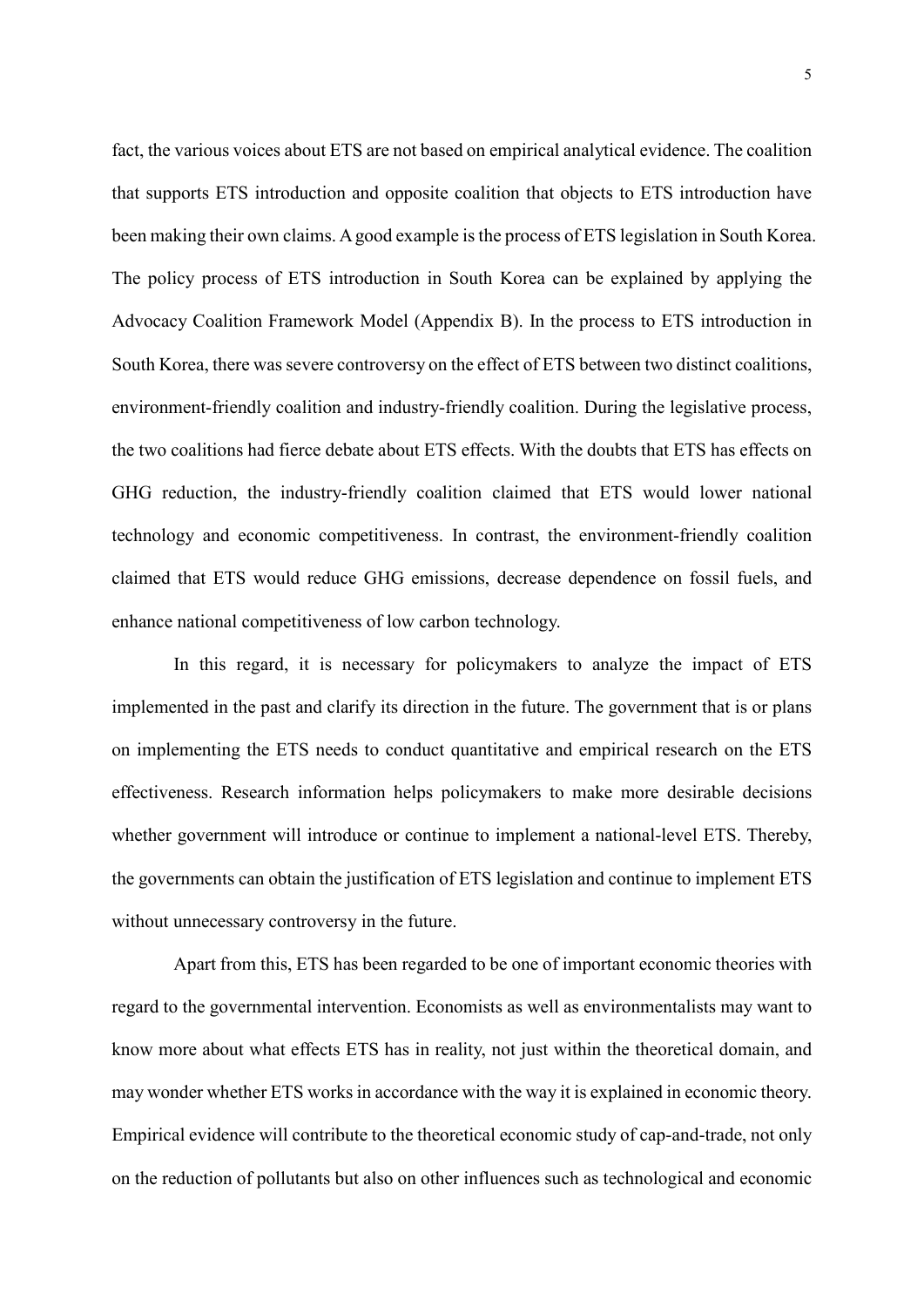fact, the various voices about ETS are not based on empirical analytical evidence. The coalition that supports ETS introduction and opposite coalition that objects to ETS introduction have been making their own claims. A good example is the process of ETS legislation in South Korea. The policy process of ETS introduction in South Korea can be explained by applying the Advocacy Coalition Framework Model (Appendix B). In the process to ETS introduction in South Korea, there was severe controversy on the effect of ETS between two distinct coalitions, environment-friendly coalition and industry-friendly coalition. During the legislative process, the two coalitions had fierce debate about ETS effects. With the doubts that ETS has effects on GHG reduction, the industry-friendly coalition claimed that ETS would lower national technology and economic competitiveness. In contrast, the environment-friendly coalition claimed that ETS would reduce GHG emissions, decrease dependence on fossil fuels, and enhance national competitiveness of low carbon technology.

In this regard, it is necessary for policymakers to analyze the impact of ETS implemented in the past and clarify its direction in the future. The government that is or plans on implementing the ETS needs to conduct quantitative and empirical research on the ETS effectiveness. Research information helps policymakers to make more desirable decisions whether government will introduce or continue to implement a national-level ETS. Thereby, the governments can obtain the justification of ETS legislation and continue to implement ETS without unnecessary controversy in the future.

Apart from this, ETS has been regarded to be one of important economic theories with regard to the governmental intervention. Economists as well as environmentalists may want to know more about what effects ETS has in reality, not just within the theoretical domain, and may wonder whether ETS works in accordance with the way it is explained in economic theory. Empirical evidence will contribute to the theoretical economic study of cap-and-trade, not only on the reduction of pollutants but also on other influences such as technological and economic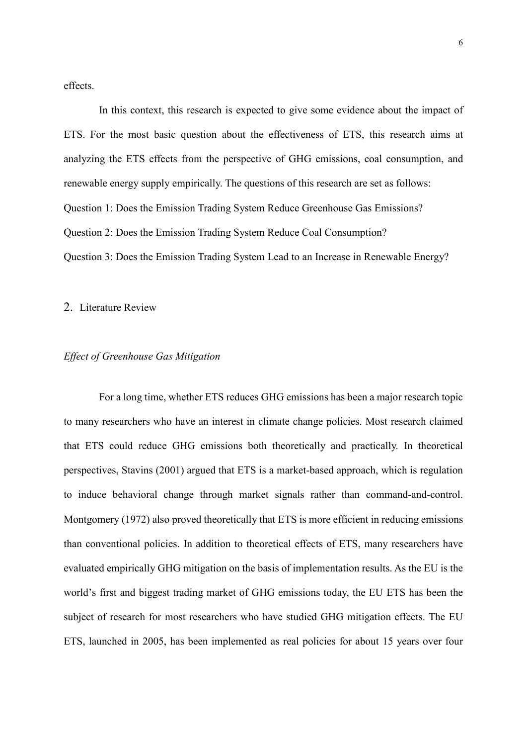effects.

In this context, this research is expected to give some evidence about the impact of ETS. For the most basic question about the effectiveness of ETS, this research aims at analyzing the ETS effects from the perspective of GHG emissions, coal consumption, and renewable energy supply empirically. The questions of this research are set as follows:

Question 1: Does the Emission Trading System Reduce Greenhouse Gas Emissions?

Question 2: Does the Emission Trading System Reduce Coal Consumption?

Question 3: Does the Emission Trading System Lead to an Increase in Renewable Energy?

## 2. Literature Review

### *Effect of Greenhouse Gas Mitigation*

For a long time, whether ETS reduces GHG emissions has been a major research topic to many researchers who have an interest in climate change policies. Most research claimed that ETS could reduce GHG emissions both theoretically and practically. In theoretical perspectives, Stavins (2001) argued that ETS is a market-based approach, which is regulation to induce behavioral change through market signals rather than command-and-control. Montgomery (1972) also proved theoretically that ETS is more efficient in reducing emissions than conventional policies. In addition to theoretical effects of ETS, many researchers have evaluated empirically GHG mitigation on the basis of implementation results. As the EU is the world's first and biggest trading market of GHG emissions today, the EU ETS has been the subject of research for most researchers who have studied GHG mitigation effects. The EU ETS, launched in 2005, has been implemented as real policies for about 15 years over four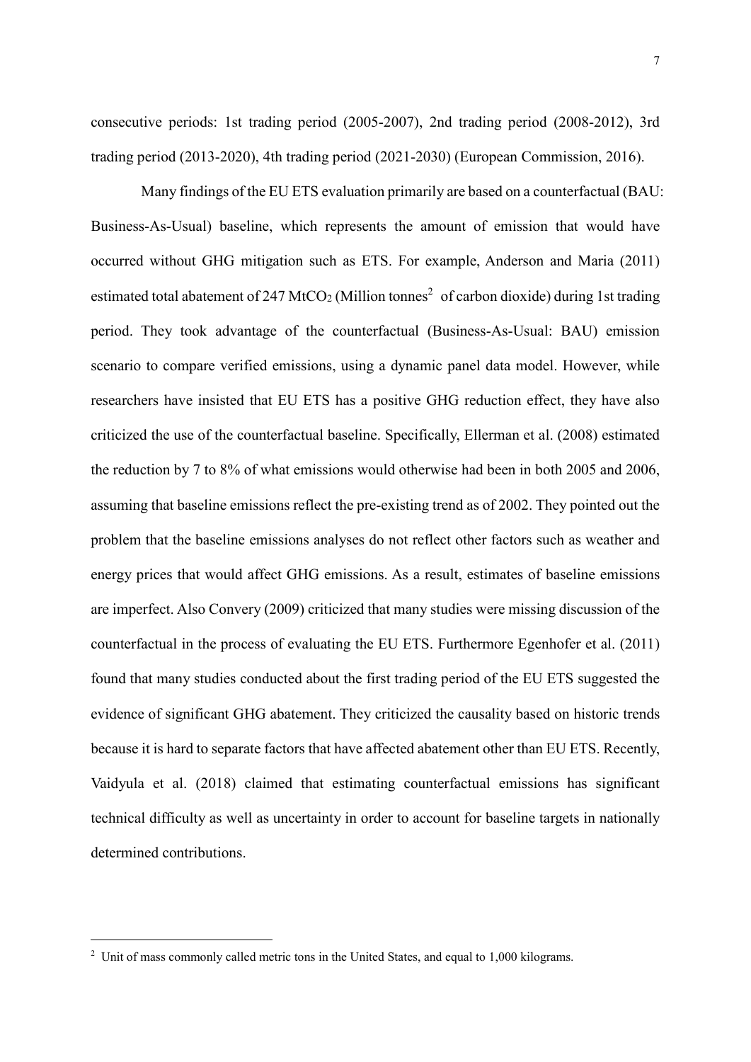consecutive periods: 1st trading period (2005-2007), 2nd trading period (2008-2012), 3rd trading period (2013-2020), 4th trading period (2021-2030) (European Commission, 2016).

Many findings of the EU ETS evaluation primarily are based on a counterfactual (BAU: Business-As-Usual) baseline, which represents the amount of emission that would have occurred without GHG mitigation such as ETS. For example, Anderson and Maria (2011) estimated total abatement of 247 $MtCO_2$ (Million tonnes[2] of carbon dioxide) during 1st trading period. They took advantage of the counterfactual (Business-As-Usual: BAU) emission scenario to compare verified emissions, using a dynamic panel data model. However, while researchers have insisted that EU ETS has a positive GHG reduction effect, they have also criticized the use of the counterfactual baseline. Specifically, Ellerman et al. (2008) estimated the reduction by 7 to 8% of what emissions would otherwise had been in both 2005 and 2006, assuming that baseline emissions reflect the pre-existing trend as of 2002. They pointed out the problem that the baseline emissions analyses do not reflect other factors such as weather and energy prices that would affect GHG emissions. As a result, estimates of baseline emissions are imperfect. Also Convery (2009) criticized that many studies were missing discussion of the counterfactual in the process of evaluating the EU ETS. Furthermore Egenhofer et al. (2011) found that many studies conducted about the first trading period of the EU ETS suggested the evidence of significant GHG abatement. They criticized the causality based on historic trends because it is hard to separate factors that have affected abatement other than EU ETS. Recently, Vaidyula et al. (2018) claimed that estimating counterfactual emissions has significant technical difficulty as well as uncertainty in order to account for baseline targets in nationally determined contributions.

[2] Unit of mass commonly called metric tons in the United States, and equal to 1,000 kilograms.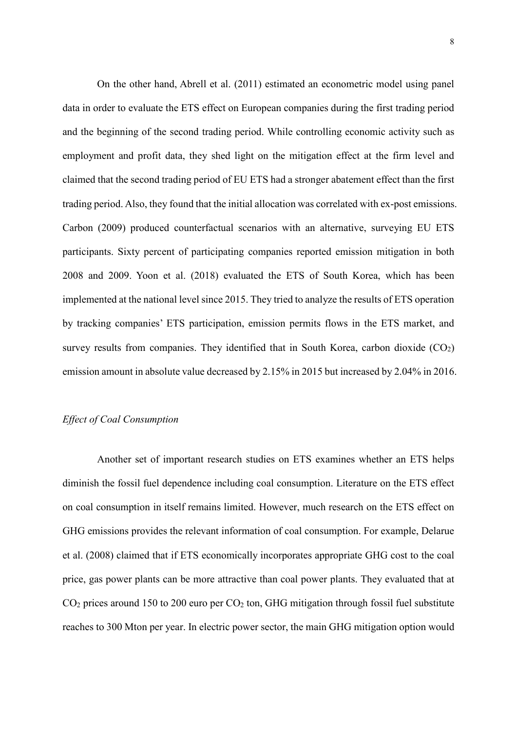On the other hand, Abrell et al. (2011) estimated an econometric model using panel data in order to evaluate the ETS effect on European companies during the first trading period and the beginning of the second trading period. While controlling economic activity such as employment and profit data, they shed light on the mitigation effect at the firm level and claimed that the second trading period of EU ETS had a stronger abatement effect than the first trading period. Also, they found that the initial allocation was correlated with ex-post emissions. Carbon (2009) produced counterfactual scenarios with an alternative, surveying EU ETS participants. Sixty percent of participating companies reported emission mitigation in both 2008 and 2009. Yoon et al. (2018) evaluated the ETS of South Korea, which has been implemented at the national level since 2015. They tried to analyze the results of ETS operation by tracking companies' ETS participation, emission permits flows in the ETS market, and survey results from companies. They identified that in South Korea, carbon dioxide ($CO_2$) emission amount in absolute value decreased by 2.15% in 2015 but increased by 2.04% in 2016.

*Effect of Coal Consumption*

Another set of important research studies on ETS examines whether an ETS helps diminish the fossil fuel dependence including coal consumption. Literature on the ETS effect on coal consumption in itself remains limited. However, much research on the ETS effect on GHG emissions provides the relevant information of coal consumption. For example, Delarue et al. (2008) claimed that if ETS economically incorporates appropriate GHG cost to the coal price, gas power plants can be more attractive than coal power plants. They evaluated that at $CO_2$ prices around 150 to 200 euro per $CO_2$ ton, GHG mitigation through fossil fuel substitute reaches to 300 Mton per year. In electric power sector, the main GHG mitigation option would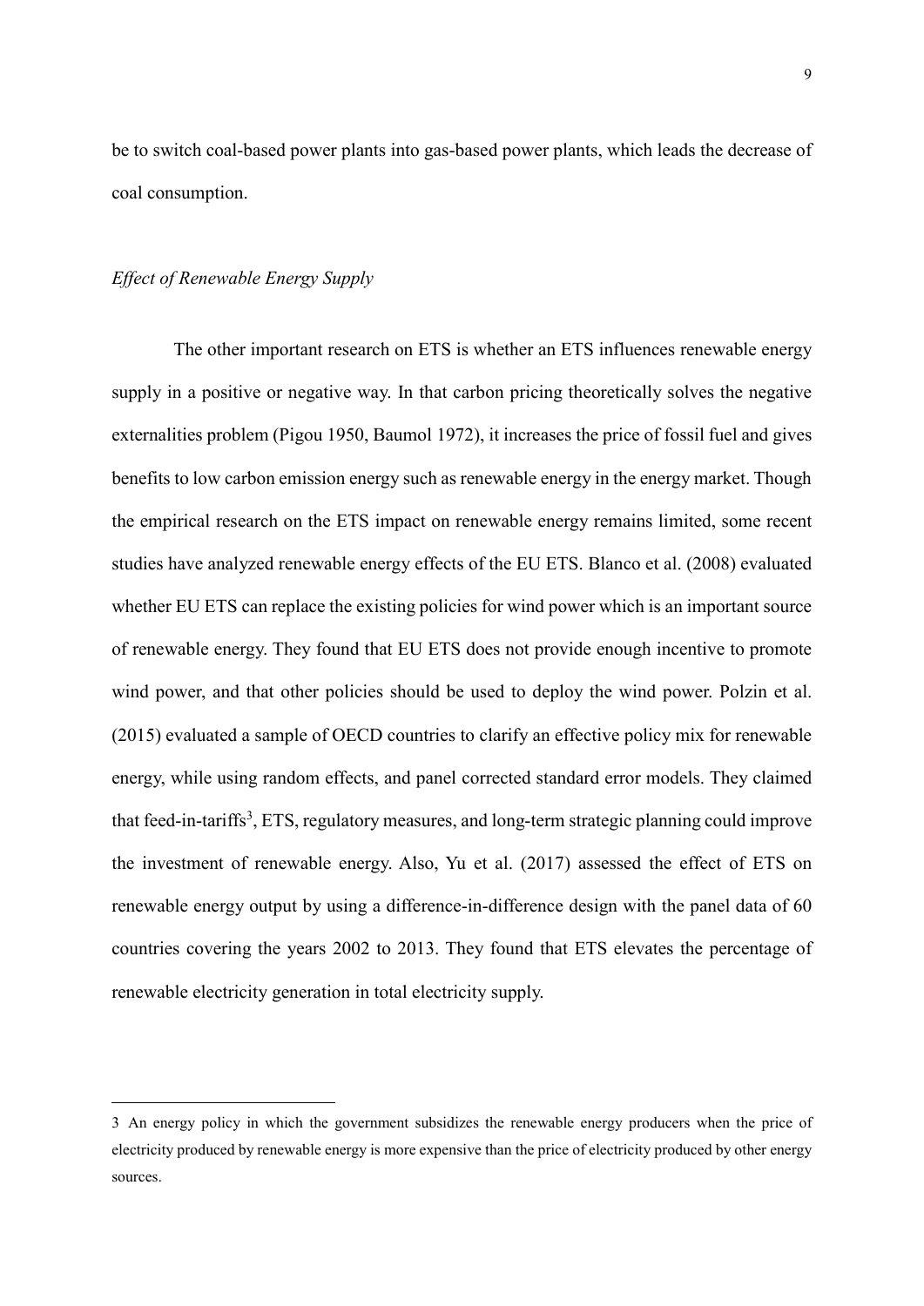be to switch coal-based power plants into gas-based power plants, which leads the decrease of coal consumption.

*Effect of Renewable Energy Supply*

The other important research on ETS is whether an ETS influences renewable energy supply in a positive or negative way. In that carbon pricing theoretically solves the negative externalities problem (Pigou 1950, Baumol 1972), it increases the price of fossil fuel and gives benefits to low carbon emission energy such as renewable energy in the energy market. Though the empirical research on the ETS impact on renewable energy remains limited, some recent studies have analyzed renewable energy effects of the EU ETS. Blanco et al. (2008) evaluated whether EU ETS can replace the existing policies for wind power which is an important source of renewable energy. They found that EU ETS does not provide enough incentive to promote wind power, and that other policies should be used to deploy the wind power. Polzin et al. (2015) evaluated a sample of OECD countries to clarify an effective policy mix for renewable energy, while using random effects, and panel corrected standard error models. They claimed that feed-in-tariffs[3], ETS, regulatory measures, and long-term strategic planning could improve the investment of renewable energy. Also, Yu et al. (2017) assessed the effect of ETS on renewable energy output by using a difference-in-difference design with the panel data of 60 countries covering the years 2002 to 2013. They found that ETS elevates the percentage of renewable electricity generation in total electricity supply.

---

3 An energy policy in which the government subsidizes the renewable energy producers when the price of electricity produced by renewable energy is more expensive than the price of electricity produced by other energy sources.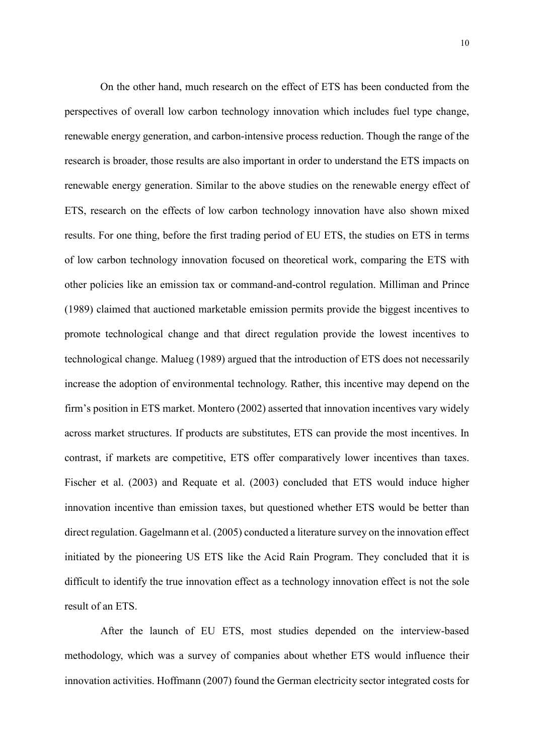On the other hand, much research on the effect of ETS has been conducted from the perspectives of overall low carbon technology innovation which includes fuel type change, renewable energy generation, and carbon-intensive process reduction. Though the range of the research is broader, those results are also important in order to understand the ETS impacts on renewable energy generation. Similar to the above studies on the renewable energy effect of ETS, research on the effects of low carbon technology innovation have also shown mixed results. For one thing, before the first trading period of EU ETS, the studies on ETS in terms of low carbon technology innovation focused on theoretical work, comparing the ETS with other policies like an emission tax or command-and-control regulation. Milliman and Prince (1989) claimed that auctioned marketable emission permits provide the biggest incentives to promote technological change and that direct regulation provide the lowest incentives to technological change. Malueg (1989) argued that the introduction of ETS does not necessarily increase the adoption of environmental technology. Rather, this incentive may depend on the firm's position in ETS market. Montero (2002) asserted that innovation incentives vary widely across market structures. If products are substitutes, ETS can provide the most incentives. In contrast, if markets are competitive, ETS offer comparatively lower incentives than taxes. Fischer et al. (2003) and Requate et al. (2003) concluded that ETS would induce higher innovation incentive than emission taxes, but questioned whether ETS would be better than direct regulation. Gagelmann et al. (2005) conducted a literature survey on the innovation effect initiated by the pioneering US ETS like the Acid Rain Program. They concluded that it is difficult to identify the true innovation effect as a technology innovation effect is not the sole result of an ETS.

After the launch of EU ETS, most studies depended on the interview-based methodology, which was a survey of companies about whether ETS would influence their innovation activities. Hoffmann (2007) found the German electricity sector integrated costs for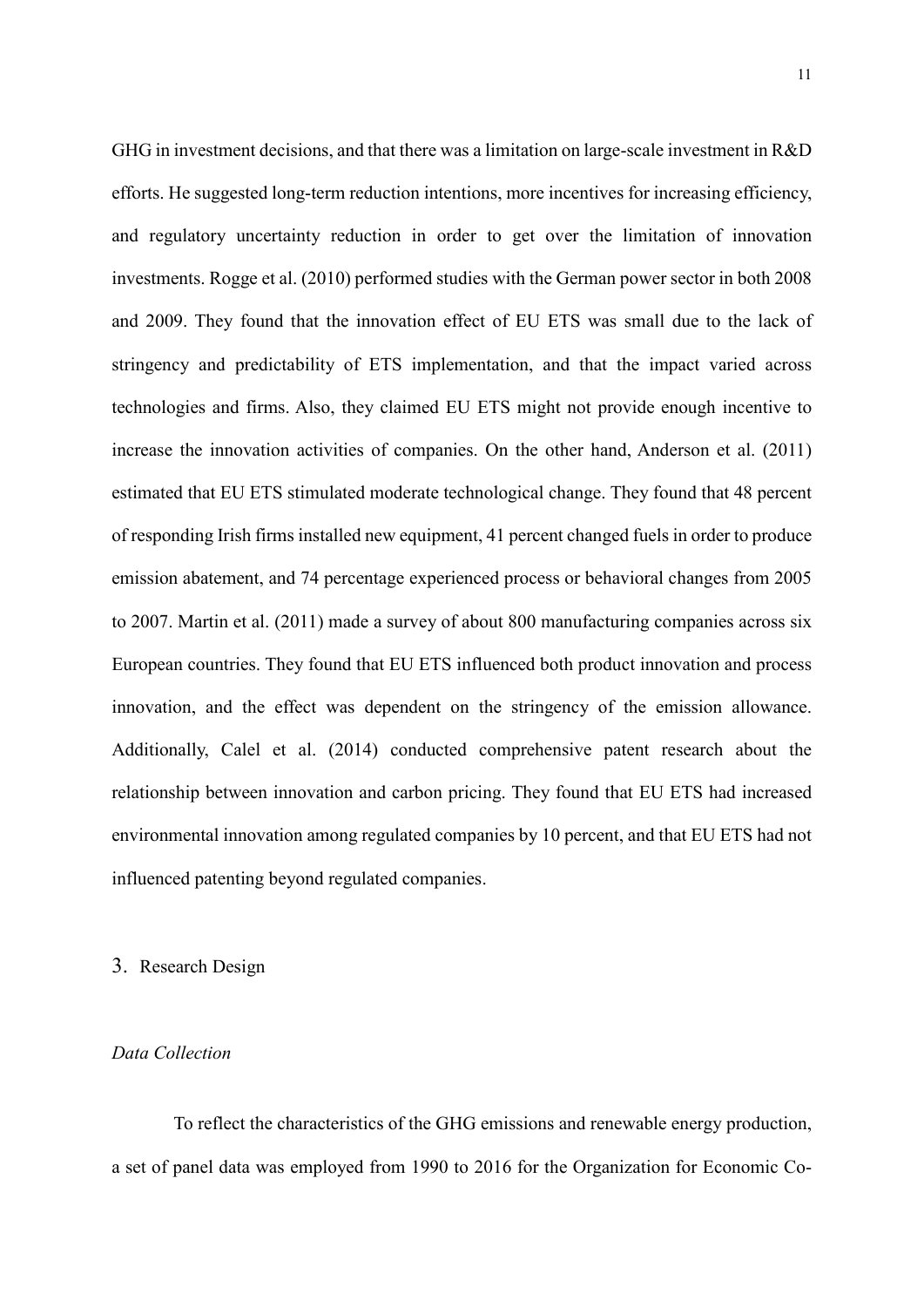GHG in investment decisions, and that there was a limitation on large-scale investment in R&D efforts. He suggested long-term reduction intentions, more incentives for increasing efficiency, and regulatory uncertainty reduction in order to get over the limitation of innovation investments. Rogge et al. (2010) performed studies with the German power sector in both 2008 and 2009. They found that the innovation effect of EU ETS was small due to the lack of stringency and predictability of ETS implementation, and that the impact varied across technologies and firms. Also, they claimed EU ETS might not provide enough incentive to increase the innovation activities of companies. On the other hand, Anderson et al. (2011) estimated that EU ETS stimulated moderate technological change. They found that 48 percent of responding Irish firms installed new equipment, 41 percent changed fuels in order to produce emission abatement, and 74 percentage experienced process or behavioral changes from 2005 to 2007. Martin et al. (2011) made a survey of about 800 manufacturing companies across six European countries. They found that EU ETS influenced both product innovation and process innovation, and the effect was dependent on the stringency of the emission allowance. Additionally, Calel et al. (2014) conducted comprehensive patent research about the relationship between innovation and carbon pricing. They found that EU ETS had increased environmental innovation among regulated companies by 10 percent, and that EU ETS had not influenced patenting beyond regulated companies.

## 3. Research Design

### *Data Collection*

To reflect the characteristics of the GHG emissions and renewable energy production, a set of panel data was employed from 1990 to 2016 for the Organization for Economic Co-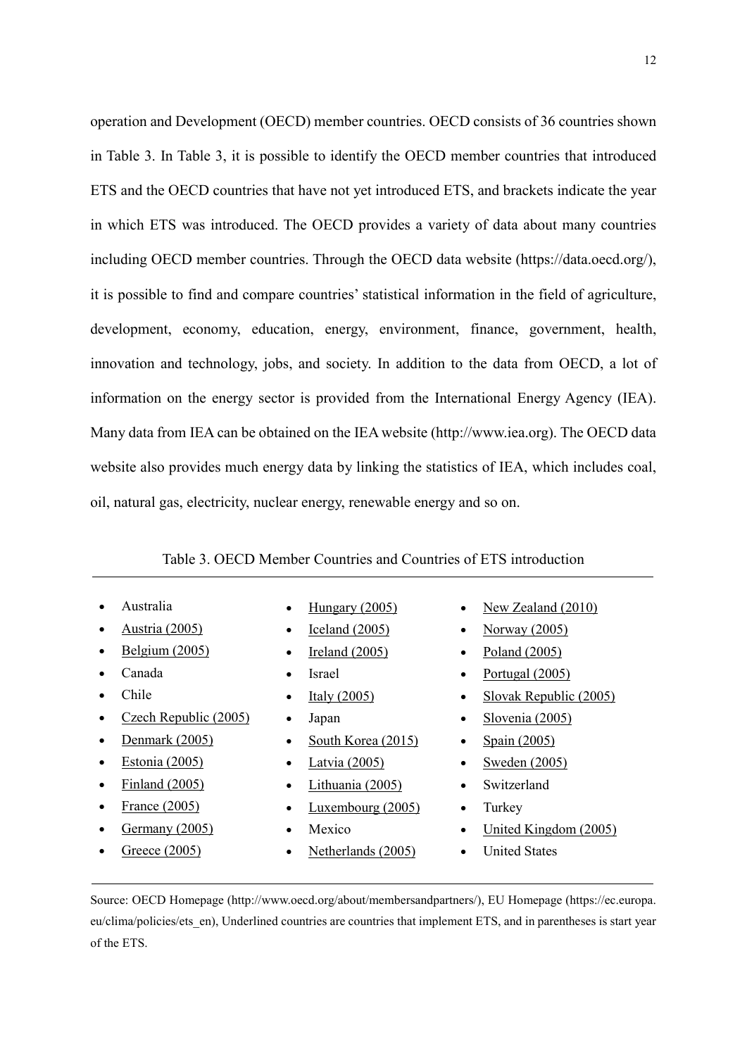operation and Development (OECD) member countries. OECD consists of 36 countries shown in Table 3. In Table 3, it is possible to identify the OECD member countries that introduced ETS and the OECD countries that have not yet introduced ETS, and brackets indicate the year in which ETS was introduced. The OECD provides a variety of data about many countries including OECD member countries. Through the OECD data website (https://data.oecd.org/), it is possible to find and compare countries' statistical information in the field of agriculture, development, economy, education, energy, environment, finance, government, health, innovation and technology, jobs, and society. In addition to the data from OECD, a lot of information on the energy sector is provided from the International Energy Agency (IEA). Many data from IEA can be obtained on the IEA website (http://www.iea.org). The OECD data website also provides much energy data by linking the statistics of IEA, which includes coal, oil, natural gas, electricity, nuclear energy, renewable energy and so on.

Table 3. OECD Member Countries and Countries of ETS introduction

- Australia
- <u>Austria (2005)</u>
- <u>Belgium (2005)</u>
- Canada
- Chile
- <u>Czech Republic (2005)</u>
- <u>Denmark (2005)</u>
- <u>Estonia (2005)</u>
- <u>Finland (2005)</u>
- <u>France (2005)</u>
- <u>Germany (2005)</u>
- <u>Greece (2005)</u>
- <u>Hungary (2005)</u>
- <u>Iceland (2005)</u>
- <u>Ireland (2005)</u>
- Israel
- <u>Italy (2005)</u>
- Japan
- <u>South Korea (2015)</u>
- <u>Latvia (2005)</u>
- <u>Lithuania (2005)</u>
- <u>Luxembourg (2005)</u>
- Mexico
- <u>Netherlands (2005)</u>
- <u>New Zealand (2010)</u>
- <u>Norway (2005)</u>
- <u>Poland (2005)</u>
- <u>Portugal (2005)</u>
- <u>Slovak Republic (2005)</u>
- <u>Slovenia (2005)</u>
- <u>Spain (2005)</u>
- <u>Sweden (2005)</u>
- Switzerland
- Turkey
- <u>United Kingdom (2005)</u>
- United States

Source: OECD Homepage (http://www.oecd.org/about/membersandpartners/), EU Homepage (https://ec.europa.eu/clima/policies/ets_en), Underlined countries are countries that implement ETS, and in parentheses is start year of the ETS.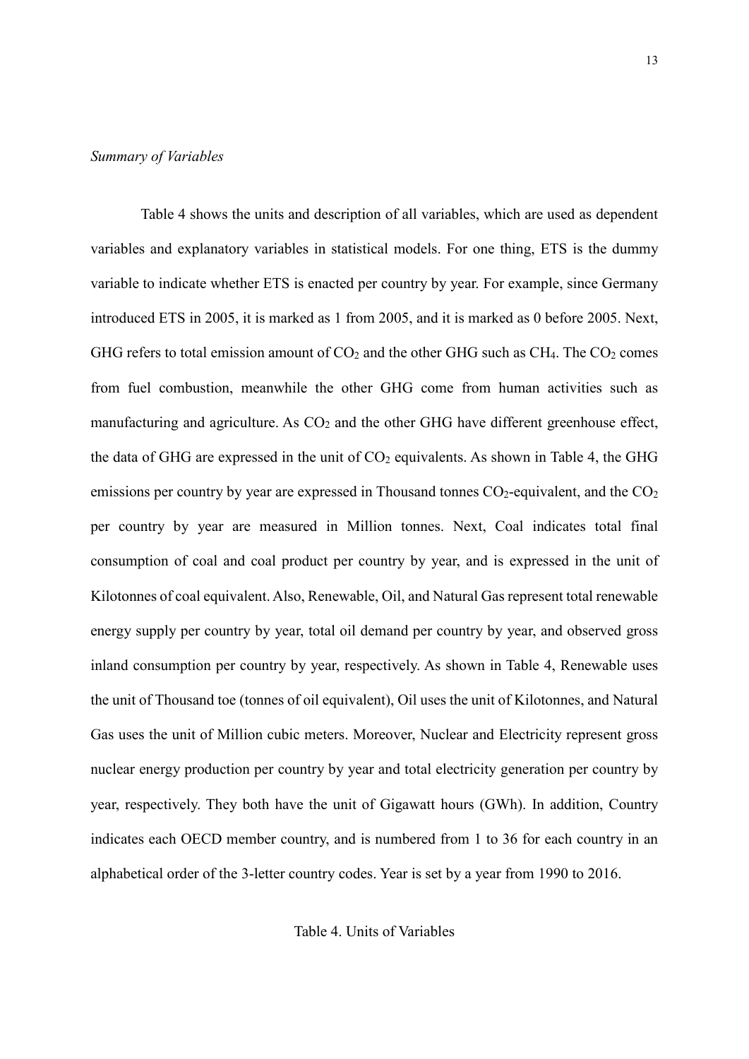*Summary of Variables*

Table 4 shows the units and description of all variables, which are used as dependent variables and explanatory variables in statistical models. For one thing, ETS is the dummy variable to indicate whether ETS is enacted per country by year. For example, since Germany introduced ETS in 2005, it is marked as 1 from 2005, and it is marked as 0 before 2005. Next, GHG refers to total emission amount of $CO_2$ and the other GHG such as $CH_4$. The $CO_2$ comes from fuel combustion, meanwhile the other GHG come from human activities such as manufacturing and agriculture. As $CO_2$ and the other GHG have different greenhouse effect, the data of GHG are expressed in the unit of $CO_2$ equivalents. As shown in Table 4, the GHG emissions per country by year are expressed in Thousand tonnes $CO_2$-equivalent, and the $CO_2$ per country by year are measured in Million tonnes. Next, Coal indicates total final consumption of coal and coal product per country by year, and is expressed in the unit of Kilotonnes of coal equivalent. Also, Renewable, Oil, and Natural Gas represent total renewable energy supply per country by year, total oil demand per country by year, and observed gross inland consumption per country by year, respectively. As shown in Table 4, Renewable uses the unit of Thousand toe (tonnes of oil equivalent), Oil uses the unit of Kilotonnes, and Natural Gas uses the unit of Million cubic meters. Moreover, Nuclear and Electricity represent gross nuclear energy production per country by year and total electricity generation per country by year, respectively. They both have the unit of Gigawatt hours (GWh). In addition, Country indicates each OECD member country, and is numbered from 1 to 36 for each country in an alphabetical order of the 3-letter country codes. Year is set by a year from 1990 to 2016.

Table 4. Units of Variables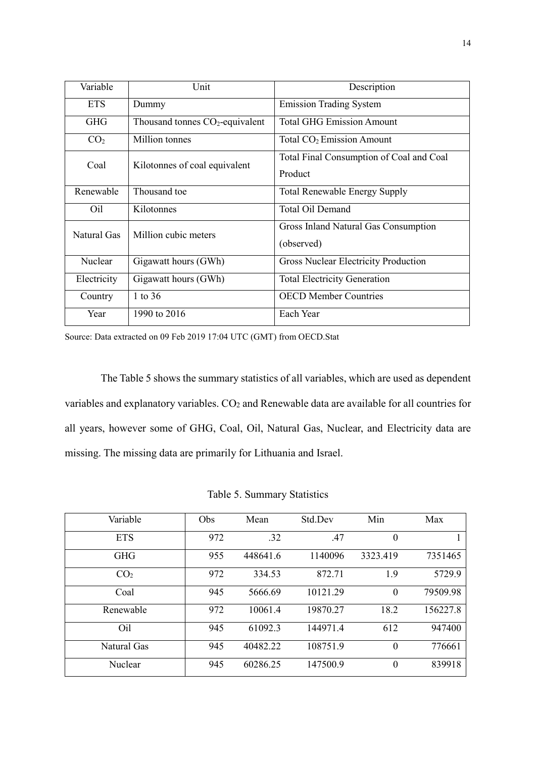| Variable | Unit | Description |
|---|---|---|
| ETS | Dummy | Emission Trading System |
| GHG | Thousand tonnes $CO_2$-equivalent | Total GHG Emission Amount |
| $CO_2$ | Million tonnes | Total $CO_2$ Emission Amount |
| Coal | Kilotonnes of coal equivalent | Total Final Consumption of Coal and Coal Product |
| Renewable | Thousand toe | Total Renewable Energy Supply |
| Oil | Kilotonnes | Total Oil Demand |
| Natural Gas | Million cubic meters | Gross Inland Natural Gas Consumption (observed) |
| Nuclear | Gigawatt hours (GWh) | Gross Nuclear Electricity Production |
| Electricity | Gigawatt hours (GWh) | Total Electricity Generation |
| Country | 1 to 36 | OECD Member Countries |
| Year | 1990 to 2016 | Each Year |

Source: Data extracted on 09 Feb 2019 17:04 UTC (GMT) from OECD.Stat

The Table 5 shows the summary statistics of all variables, which are used as dependent variables and explanatory variables. $CO_2$ and Renewable data are available for all countries for all years, however some of GHG, Coal, Oil, Natural Gas, Nuclear, and Electricity data are missing. The missing data are primarily for Lithuania and Israel.

Table 5. Summary Statistics

| Variable | Obs | Mean | Std.Dev | Min | Max |
|---|---|---|---|---|---|
| ETS | 972 | .32 | .47 | 0 | 1 |
| GHG | 955 | 448641.6 | 1140096 | 3323.419 | 7351465 |
| $CO_2$ | 972 | 334.53 | 872.71 | 1.9 | 5729.9 |
| Coal | 945 | 5666.69 | 10121.29 | 0 | 79509.98 |
| Renewable | 972 | 10061.4 | 19870.27 | 18.2 | 156227.8 |
| Oil | 945 | 61092.3 | 144971.4 | 612 | 947400 |
| Natural Gas | 945 | 40482.22 | 108751.9 | 0 | 776661 |
| Nuclear | 945 | 60286.25 | 147500.9 | 0 | 839918 |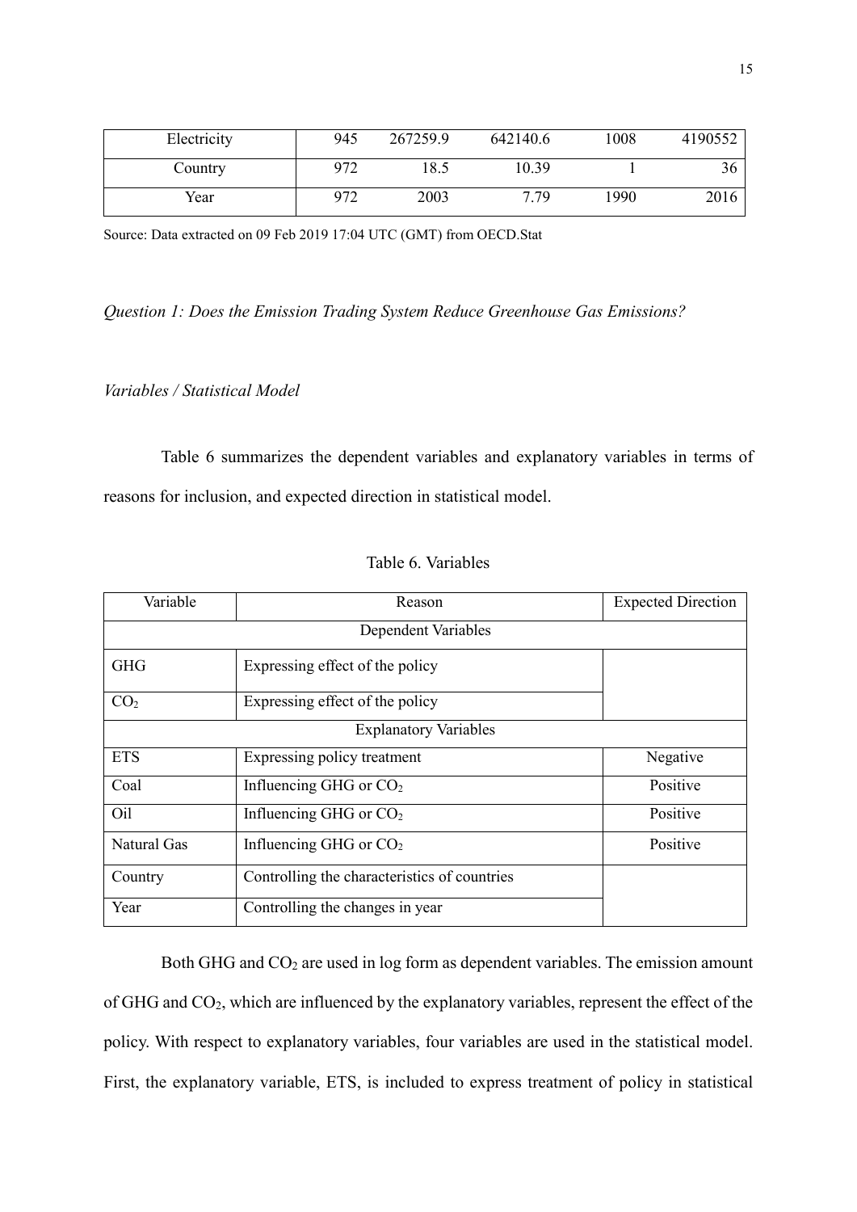| Electricity | 945 | 267259.9 | 642140.6 | 1008 | 4190552 |
|---|---|---|---|---|---|
| Country | 972 | 18.5 | 10.39 | 1 | 36 |
| Year | 972 | 2003 | 7.79 | 1990 | 2016 |

Source: Data extracted on 09 Feb 2019 17:04 UTC (GMT) from OECD.Stat

*Question 1: Does the Emission Trading System Reduce Greenhouse Gas Emissions?*

*Variables / Statistical Model*

Table 6 summarizes the dependent variables and explanatory variables in terms of reasons for inclusion, and expected direction in statistical model.

Table 6. Variables

| Variable | Reason | Expected Direction |
|---|---|---|
| Dependent Variables | | |
| GHG | Expressing effect of the policy | |
| $CO_2$ | Expressing effect of the policy | |
| Explanatory Variables | | |
| ETS | Expressing policy treatment | Negative |
| Coal | Influencing GHG or $CO_2$ | Positive |
| Oil | Influencing GHG or $CO_2$ | Positive |
| Natural Gas | Influencing GHG or $CO_2$ | Positive |
| Country | Controlling the characteristics of countries | |
| Year | Controlling the changes in year | |

Both GHG and $CO_2$ are used in log form as dependent variables. The emission amount of GHG and $CO_2$, which are influenced by the explanatory variables, represent the effect of the policy. With respect to explanatory variables, four variables are used in the statistical model. First, the explanatory variable, ETS, is included to express treatment of policy in statistical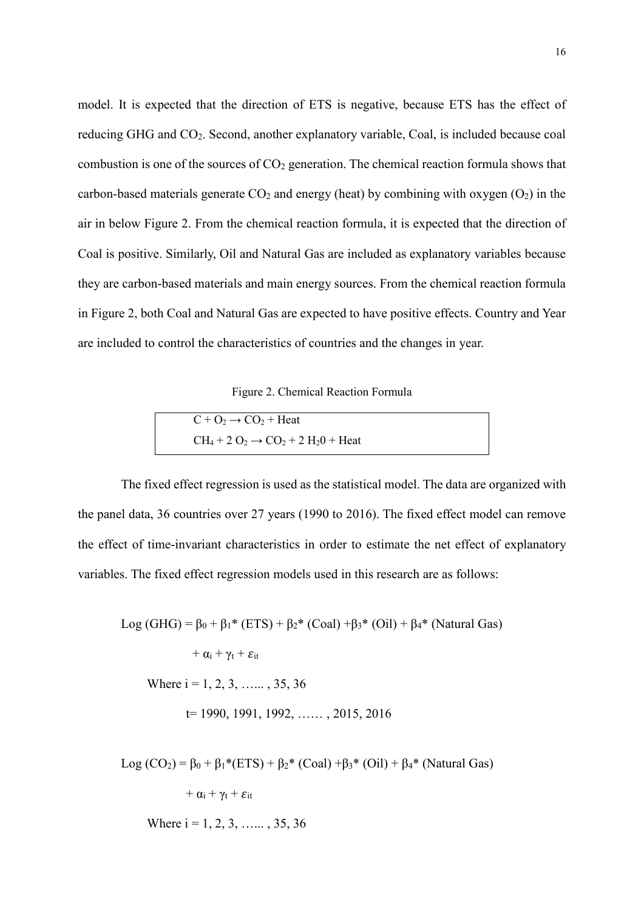model. It is expected that the direction of ETS is negative, because ETS has the effect of reducing GHG and $CO_2$. Second, another explanatory variable, Coal, is included because coal combustion is one of the sources of $CO_2$ generation. The chemical reaction formula shows that carbon-based materials generate $CO_2$ and energy (heat) by combining with oxygen ($O_2$) in the air in below Figure 2. From the chemical reaction formula, it is expected that the direction of Coal is positive. Similarly, Oil and Natural Gas are included as explanatory variables because they are carbon-based materials and main energy sources. From the chemical reaction formula in Figure 2, both Coal and Natural Gas are expected to have positive effects. Country and Year are included to control the characteristics of countries and the changes in year.

Figure 2. Chemical Reaction Formula

$$C + O_2 \rightarrow CO_2 + \text{Heat}$$

$$CH_4 + 2\ O_2 \rightarrow CO_2 + 2\ H_20 + \text{Heat}$$

The fixed effect regression is used as the statistical model. The data are organized with the panel data, 36 countries over 27 years (1990 to 2016). The fixed effect model can remove the effect of time-invariant characteristics in order to estimate the net effect of explanatory variables. The fixed effect regression models used in this research are as follows:

$$\text{Log (GHG)} = \beta_0 + \beta_1 * (\text{ETS}) + \beta_2 * (\text{Coal}) + \beta_3 * (\text{Oil}) + \beta_4 * (\text{Natural Gas}) + \alpha_i + \gamma_t + \varepsilon_{it}$$

Where $i = 1, 2, 3, \ldots\ldots, 35, 36$

$t = 1990, 1991, 1992, \ldots\ldots, 2015, 2016$

$$\text{Log } (CO_2) = \beta_0 + \beta_1 * (\text{ETS}) + \beta_2 * (\text{Coal}) + \beta_3 * (\text{Oil}) + \beta_4 * (\text{Natural Gas}) + \alpha_i + \gamma_t + \varepsilon_{it}$$

Where $i = 1, 2, 3, \ldots\ldots, 35, 36$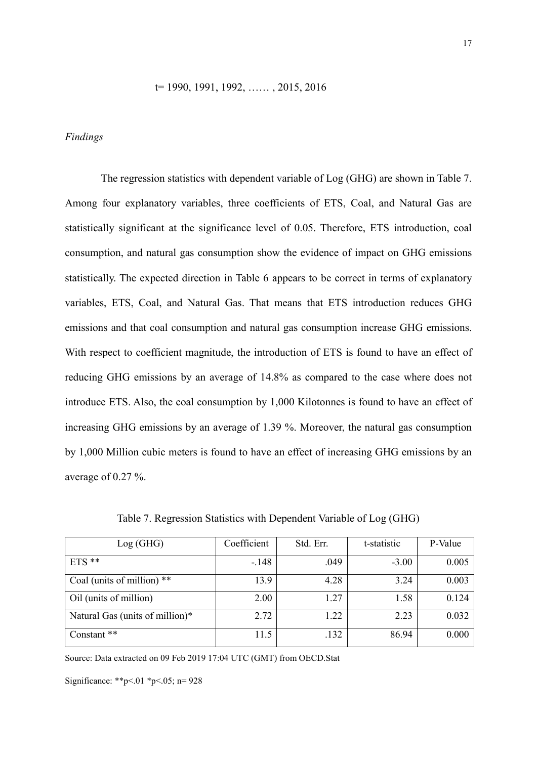$t = 1990, 1991, 1992, \ldots\ldots, 2015, 2016$

*Findings*

The regression statistics with dependent variable of Log (GHG) are shown in Table 7. Among four explanatory variables, three coefficients of ETS, Coal, and Natural Gas are statistically significant at the significance level of 0.05. Therefore, ETS introduction, coal consumption, and natural gas consumption show the evidence of impact on GHG emissions statistically. The expected direction in Table 6 appears to be correct in terms of explanatory variables, ETS, Coal, and Natural Gas. That means that ETS introduction reduces GHG emissions and that coal consumption and natural gas consumption increase GHG emissions. With respect to coefficient magnitude, the introduction of ETS is found to have an effect of reducing GHG emissions by an average of 14.8% as compared to the case where does not introduce ETS. Also, the coal consumption by 1,000 Kilotonnes is found to have an effect of increasing GHG emissions by an average of 1.39 %. Moreover, the natural gas consumption by 1,000 Million cubic meters is found to have an effect of increasing GHG emissions by an average of 0.27 %.

Table 7. Regression Statistics with Dependent Variable of Log (GHG)

| Log (GHG) | Coefficient | Std. Err. | t-statistic | P-Value |
|---|---|---|---|---|
| ETS ** | -.148 | .049 | -3.00 | 0.005 |
| Coal (units of million) ** | 13.9 | 4.28 | 3.24 | 0.003 |
| Oil (units of million) | 2.00 | 1.27 | 1.58 | 0.124 |
| Natural Gas (units of million)* | 2.72 | 1.22 | 2.23 | 0.032 |
| Constant ** | 11.5 | .132 | 86.94 | 0.000 |

Source: Data extracted on 09 Feb 2019 17:04 UTC (GMT) from OECD.Stat

Significance: $^{**}p<.01$ $^{*}p<.05$; n= 928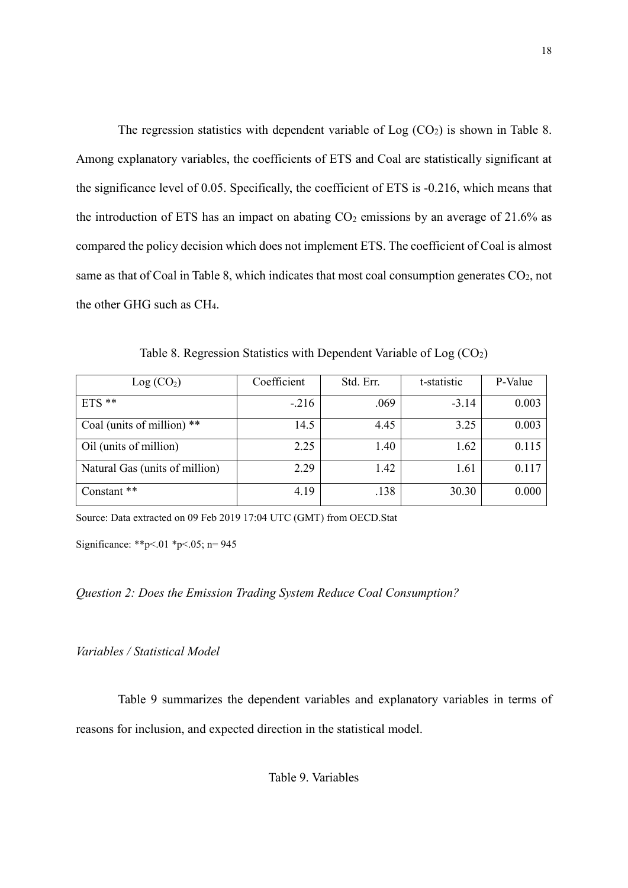The regression statistics with dependent variable of Log ($CO_2$) is shown in Table 8. Among explanatory variables, the coefficients of ETS and Coal are statistically significant at the significance level of 0.05. Specifically, the coefficient of ETS is -0.216, which means that the introduction of ETS has an impact on abating $CO_2$ emissions by an average of 21.6% as compared the policy decision which does not implement ETS. The coefficient of Coal is almost same as that of Coal in Table 8, which indicates that most coal consumption generates $CO_2$, not the other GHG such as $CH_4$.

Table 8. Regression Statistics with Dependent Variable of Log ($CO_2$)

| Log ($CO_2$) | Coefficient | Std. Err. | t-statistic | P-Value |
|---|---|---|---|---|
| ETS ** | -.216 | .069 | -3.14 | 0.003 |
| Coal (units of million) ** | 14.5 | 4.45 | 3.25 | 0.003 |
| Oil (units of million) | 2.25 | 1.40 | 1.62 | 0.115 |
| Natural Gas (units of million) | 2.29 | 1.42 | 1.61 | 0.117 |
| Constant ** | 4.19 | .138 | 30.30 | 0.000 |

Source: Data extracted on 09 Feb 2019 17:04 UTC (GMT) from OECD.Stat

Significance: **p<.01 *p<.05; n= 945

*Question 2: Does the Emission Trading System Reduce Coal Consumption?*

*Variables / Statistical Model*

Table 9 summarizes the dependent variables and explanatory variables in terms of reasons for inclusion, and expected direction in the statistical model.

Table 9. Variables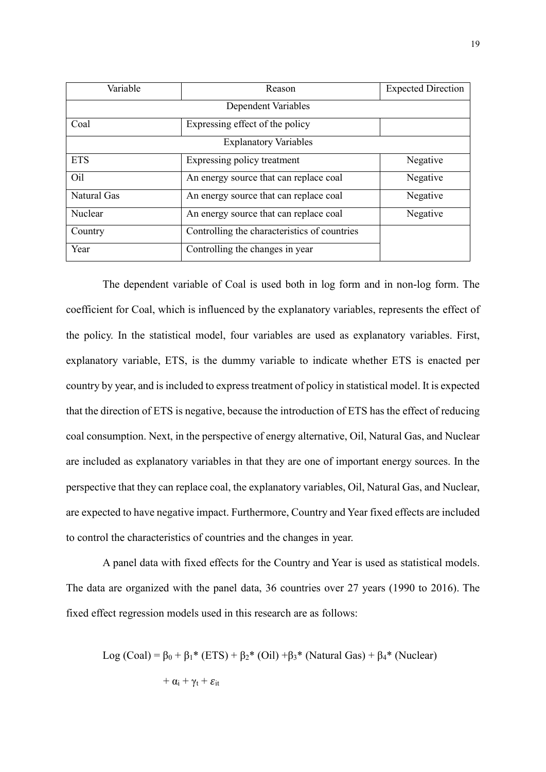| Variable | Reason | Expected Direction |
| --- | --- | --- |
| Dependent Variables | | |
| Coal | Expressing effect of the policy | |
| Explanatory Variables | | |
| ETS | Expressing policy treatment | Negative |
| Oil | An energy source that can replace coal | Negative |
| Natural Gas | An energy source that can replace coal | Negative |
| Nuclear | An energy source that can replace coal | Negative |
| Country | Controlling the characteristics of countries | |
| Year | Controlling the changes in year | |

The dependent variable of Coal is used both in log form and in non-log form. The coefficient for Coal, which is influenced by the explanatory variables, represents the effect of the policy. In the statistical model, four variables are used as explanatory variables. First, explanatory variable, ETS, is the dummy variable to indicate whether ETS is enacted per country by year, and is included to express treatment of policy in statistical model. It is expected that the direction of ETS is negative, because the introduction of ETS has the effect of reducing coal consumption. Next, in the perspective of energy alternative, Oil, Natural Gas, and Nuclear are included as explanatory variables in that they are one of important energy sources. In the perspective that they can replace coal, the explanatory variables, Oil, Natural Gas, and Nuclear, are expected to have negative impact. Furthermore, Country and Year fixed effects are included to control the characteristics of countries and the changes in year.

A panel data with fixed effects for the Country and Year is used as statistical models. The data are organized with the panel data, 36 countries over 27 years (1990 to 2016). The fixed effect regression models used in this research are as follows:

$$\text{Log (Coal)} = \beta_0 + \beta_1 * (\text{ETS}) + \beta_2 * (\text{Oil}) + \beta_3 * (\text{Natural Gas}) + \beta_4 * (\text{Nuclear}) + \alpha_i + \gamma_t + \varepsilon_{it}$$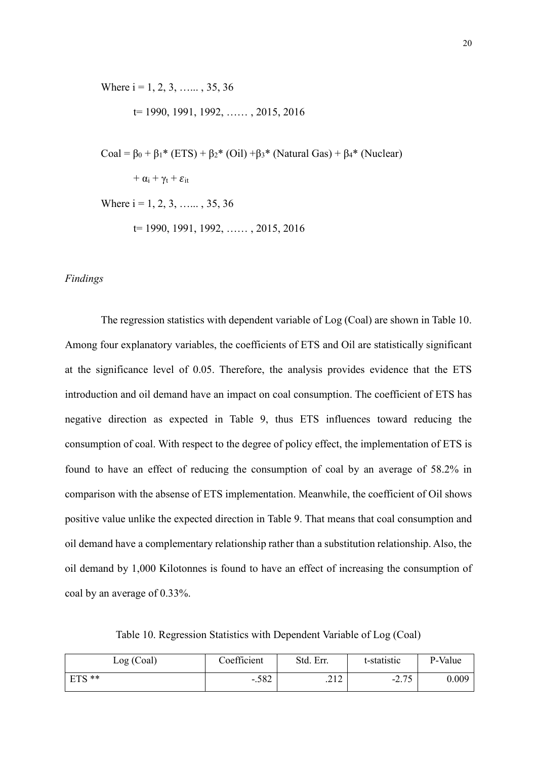Where $i = 1, 2, 3, \ldots, 35, 36$

$t = 1990, 1991, 1992, \ldots, 2015, 2016$

$$\text{Coal} = \beta_0 + \beta_1 * (\text{ETS}) + \beta_2 * (\text{Oil}) + \beta_3 * (\text{Natural Gas}) + \beta_4 * (\text{Nuclear}) + \alpha_i + \gamma_t + \varepsilon_{it}$$

Where $i = 1, 2, 3, \ldots, 35, 36$

$t = 1990, 1991, 1992, \ldots, 2015, 2016$

*Findings*

The regression statistics with dependent variable of Log (Coal) are shown in Table 10. Among four explanatory variables, the coefficients of ETS and Oil are statistically significant at the significance level of 0.05. Therefore, the analysis provides evidence that the ETS introduction and oil demand have an impact on coal consumption. The coefficient of ETS has negative direction as expected in Table 9, thus ETS influences toward reducing the consumption of coal. With respect to the degree of policy effect, the implementation of ETS is found to have an effect of reducing the consumption of coal by an average of 58.2% in comparison with the absense of ETS implementation. Meanwhile, the coefficient of Oil shows positive value unlike the expected direction in Table 9. That means that coal consumption and oil demand have a complementary relationship rather than a substitution relationship. Also, the oil demand by 1,000 Kilotonnes is found to have an effect of increasing the consumption of coal by an average of 0.33%.

Table 10. Regression Statistics with Dependent Variable of Log (Coal)

| Log (Coal) | Coefficient | Std. Err. | t-statistic | P-Value |
|---|---|---|---|---|
| ETS ** | -.582 | .212 | -2.75 | 0.009 |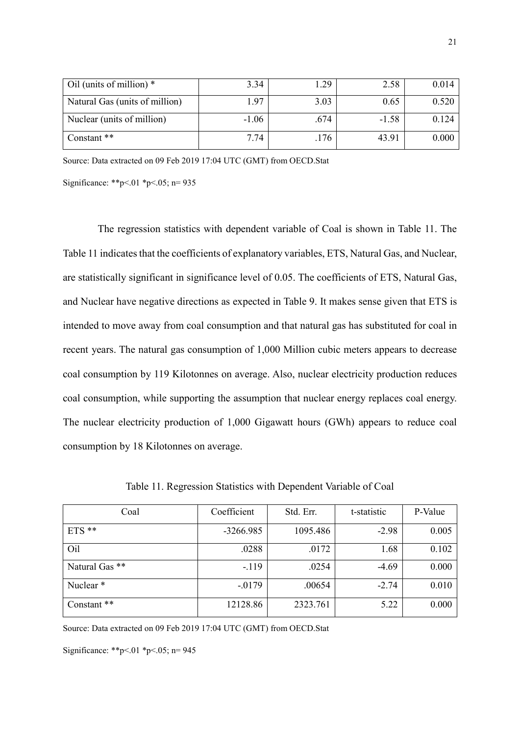| Oil (units of million) * | 3.34 | 1.29 | 2.58 | 0.014 |
|---|---|---|---|---|
| Natural Gas (units of million) | 1.97 | 3.03 | 0.65 | 0.520 |
| Nuclear (units of million) | -1.06 | .674 | -1.58 | 0.124 |
| Constant ** | 7.74 | .176 | 43.91 | 0.000 |

Source: Data extracted on 09 Feb 2019 17:04 UTC (GMT) from OECD.Stat

Significance: **p<.01 *p<.05; n= 935

The regression statistics with dependent variable of Coal is shown in Table 11. The Table 11 indicates that the coefficients of explanatory variables, ETS, Natural Gas, and Nuclear, are statistically significant in significance level of 0.05. The coefficients of ETS, Natural Gas, and Nuclear have negative directions as expected in Table 9. It makes sense given that ETS is intended to move away from coal consumption and that natural gas has substituted for coal in recent years. The natural gas consumption of 1,000 Million cubic meters appears to decrease coal consumption by 119 Kilotonnes on average. Also, nuclear electricity production reduces coal consumption, while supporting the assumption that nuclear energy replaces coal energy. The nuclear electricity production of 1,000 Gigawatt hours (GWh) appears to reduce coal consumption by 18 Kilotonnes on average.

Table 11. Regression Statistics with Dependent Variable of Coal

| Coal | Coefficient | Std. Err. | t-statistic | P-Value |
|---|---|---|---|---|
| ETS ** | -3266.985 | 1095.486 | -2.98 | 0.005 |
| Oil | .0288 | .0172 | 1.68 | 0.102 |
| Natural Gas ** | -.119 | .0254 | -4.69 | 0.000 |
| Nuclear * | -.0179 | .00654 | -2.74 | 0.010 |
| Constant ** | 12128.86 | 2323.761 | 5.22 | 0.000 |

Source: Data extracted on 09 Feb 2019 17:04 UTC (GMT) from OECD.Stat

Significance: **p<.01 *p<.05; n= 945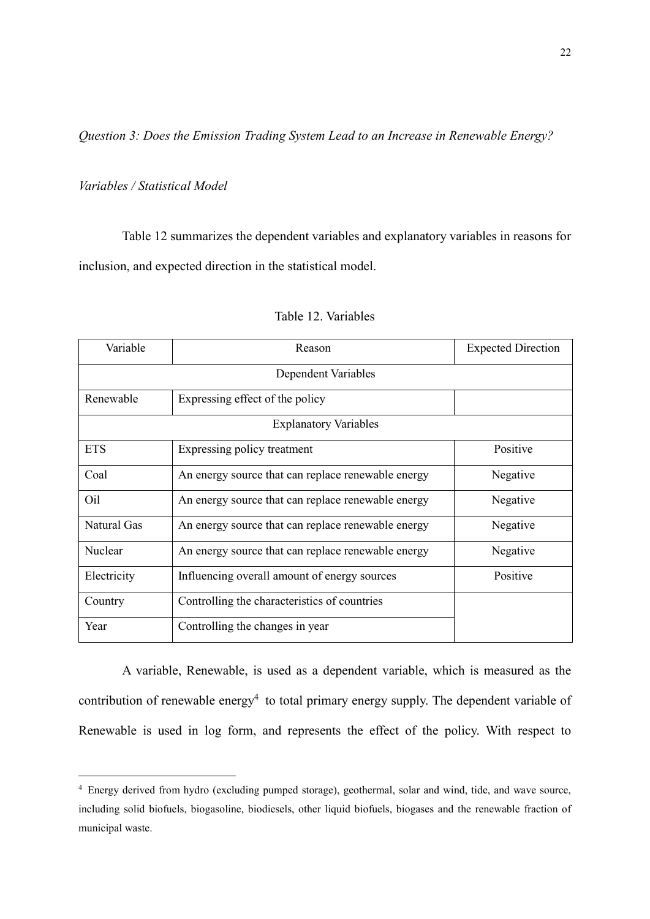*Question 3: Does the Emission Trading System Lead to an Increase in Renewable Energy?*

*Variables / Statistical Model*

Table 12 summarizes the dependent variables and explanatory variables in reasons for inclusion, and expected direction in the statistical model.

Table 12. Variables

| Variable | Reason | Expected Direction |
|---|---|---|
| Dependent Variables | | |
| Renewable | Expressing effect of the policy | |
| Explanatory Variables | | |
| ETS | Expressing policy treatment | Positive |
| Coal | An energy source that can replace renewable energy | Negative |
| Oil | An energy source that can replace renewable energy | Negative |
| Natural Gas | An energy source that can replace renewable energy | Negative |
| Nuclear | An energy source that can replace renewable energy | Negative |
| Electricity | Influencing overall amount of energy sources | Positive |
| Country | Controlling the characteristics of countries | |
| Year | Controlling the changes in year | |

A variable, Renewable, is used as a dependent variable, which is measured as the contribution of renewable energy[4] to total primary energy supply. The dependent variable of Renewable is used in log form, and represents the effect of the policy. With respect to

[4] Energy derived from hydro (excluding pumped storage), geothermal, solar and wind, tide, and wave source, including solid biofuels, biogasoline, biodiesels, other liquid biofuels, biogases and the renewable fraction of municipal waste.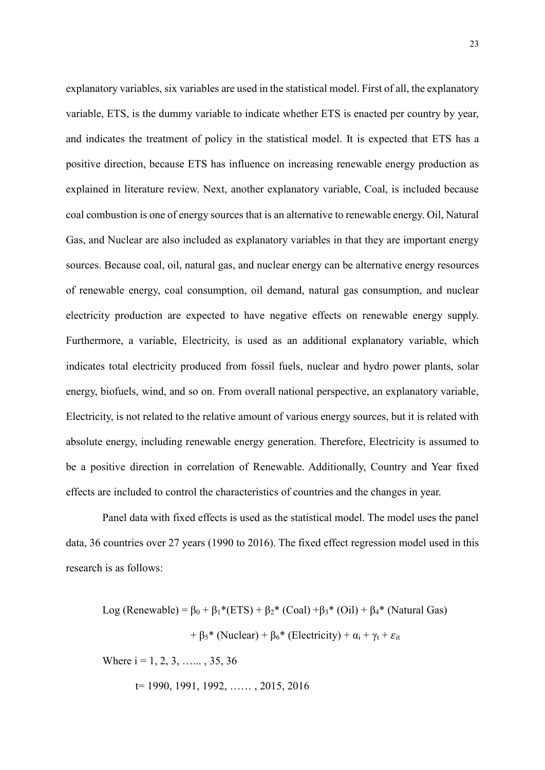explanatory variables, six variables are used in the statistical model. First of all, the explanatory variable, ETS, is the dummy variable to indicate whether ETS is enacted per country by year, and indicates the treatment of policy in the statistical model. It is expected that ETS has a positive direction, because ETS has influence on increasing renewable energy production as explained in literature review. Next, another explanatory variable, Coal, is included because coal combustion is one of energy sources that is an alternative to renewable energy. Oil, Natural Gas, and Nuclear are also included as explanatory variables in that they are important energy sources. Because coal, oil, natural gas, and nuclear energy can be alternative energy resources of renewable energy, coal consumption, oil demand, natural gas consumption, and nuclear electricity production are expected to have negative effects on renewable energy supply. Furthermore, a variable, Electricity, is used as an additional explanatory variable, which indicates total electricity produced from fossil fuels, nuclear and hydro power plants, solar energy, biofuels, wind, and so on. From overall national perspective, an explanatory variable, Electricity, is not related to the relative amount of various energy sources, but it is related with absolute energy, including renewable energy generation. Therefore, Electricity is assumed to be a positive direction in correlation of Renewable. Additionally, Country and Year fixed effects are included to control the characteristics of countries and the changes in year.

Panel data with fixed effects is used as the statistical model. The model uses the panel data, 36 countries over 27 years (1990 to 2016). The fixed effect regression model used in this research is as follows:

$$\text{Log (Renewable)} = \beta_0 + \beta_1 * (\text{ETS}) + \beta_2 * (\text{Coal}) + \beta_3 * (\text{Oil}) + \beta_4 * (\text{Natural Gas}) + \beta_5 * (\text{Nuclear}) + \beta_6 * (\text{Electricity}) + \alpha_i + \gamma_t + \varepsilon_{it}$$

Where $i = 1, 2, 3, \ldots, 35, 36$

$t = 1990, 1991, 1992, \ldots, 2015, 2016$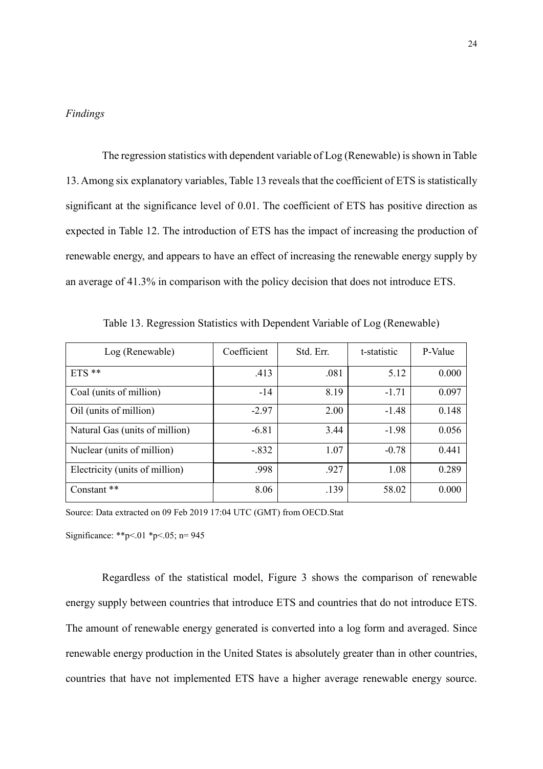*Findings*

The regression statistics with dependent variable of Log (Renewable) is shown in Table 13. Among six explanatory variables, Table 13 reveals that the coefficient of ETS is statistically significant at the significance level of 0.01. The coefficient of ETS has positive direction as expected in Table 12. The introduction of ETS has the impact of increasing the production of renewable energy, and appears to have an effect of increasing the renewable energy supply by an average of 41.3% in comparison with the policy decision that does not introduce ETS.

Table 13. Regression Statistics with Dependent Variable of Log (Renewable)

| Log (Renewable) | Coefficient | Std. Err. | t-statistic | P-Value |
|---|---|---|---|---|
| ETS ** | .413 | .081 | 5.12 | 0.000 |
| Coal (units of million) | -14 | 8.19 | -1.71 | 0.097 |
| Oil (units of million) | -2.97 | 2.00 | -1.48 | 0.148 |
| Natural Gas (units of million) | -6.81 | 3.44 | -1.98 | 0.056 |
| Nuclear (units of million) | -.832 | 1.07 | -0.78 | 0.441 |
| Electricity (units of million) | .998 | .927 | 1.08 | 0.289 |
| Constant ** | 8.06 | .139 | 58.02 | 0.000 |

Source: Data extracted on 09 Feb 2019 17:04 UTC (GMT) from OECD.Stat

Significance: $^{**}p<.01$ $^{*}p<.05$; n= 945

Regardless of the statistical model, Figure 3 shows the comparison of renewable energy supply between countries that introduce ETS and countries that do not introduce ETS. The amount of renewable energy generated is converted into a log form and averaged. Since renewable energy production in the United States is absolutely greater than in other countries, countries that have not implemented ETS have a higher average renewable energy source.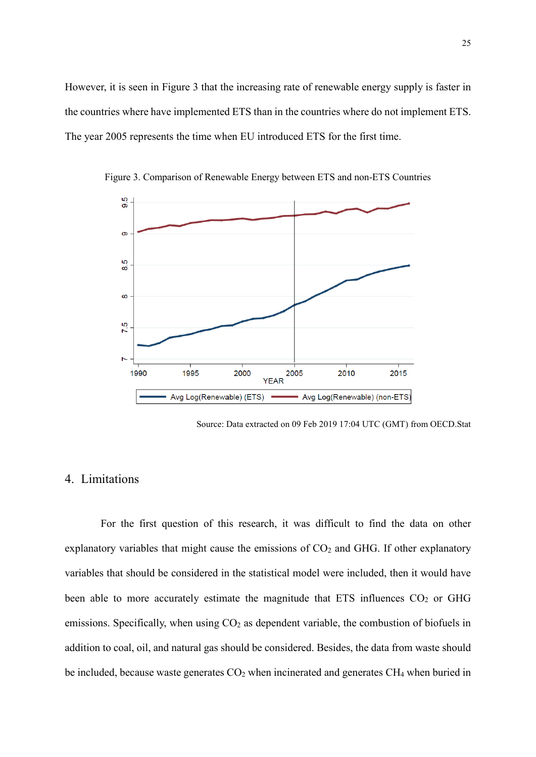However, it is seen in Figure 3 that the increasing rate of renewable energy supply is faster in the countries where have implemented ETS than in the countries where do not implement ETS. The year 2005 represents the time when EU introduced ETS for the first time.

Figure 3. Comparison of Renewable Energy between ETS and non-ETS Countries

Source: Data extracted on 09 Feb 2019 17:04 UTC (GMT) from OECD.Stat

## 4. Limitations

For the first question of this research, it was difficult to find the data on other explanatory variables that might cause the emissions of $CO_2$ and GHG. If other explanatory variables that should be considered in the statistical model were included, then it would have been able to more accurately estimate the magnitude that ETS influences $CO_2$ or GHG emissions. Specifically, when using $CO_2$ as dependent variable, the combustion of biofuels in addition to coal, oil, and natural gas should be considered. Besides, the data from waste should be included, because waste generates $CO_2$ when incinerated and generates $CH_4$ when buried in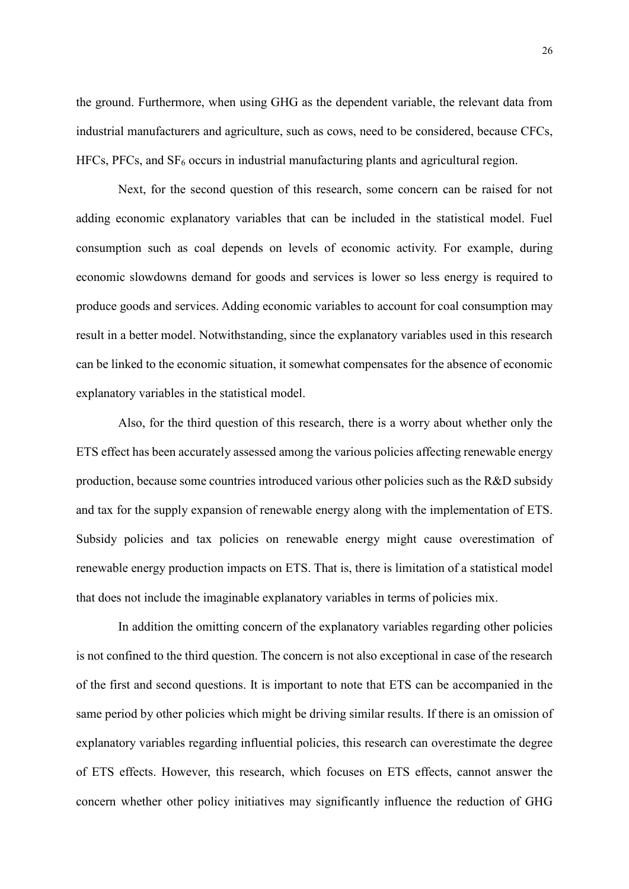the ground. Furthermore, when using GHG as the dependent variable, the relevant data from industrial manufacturers and agriculture, such as cows, need to be considered, because CFCs, HFCs, PFCs, and $SF_6$ occurs in industrial manufacturing plants and agricultural region.

Next, for the second question of this research, some concern can be raised for not adding economic explanatory variables that can be included in the statistical model. Fuel consumption such as coal depends on levels of economic activity. For example, during economic slowdowns demand for goods and services is lower so less energy is required to produce goods and services. Adding economic variables to account for coal consumption may result in a better model. Notwithstanding, since the explanatory variables used in this research can be linked to the economic situation, it somewhat compensates for the absence of economic explanatory variables in the statistical model.

Also, for the third question of this research, there is a worry about whether only the ETS effect has been accurately assessed among the various policies affecting renewable energy production, because some countries introduced various other policies such as the R&D subsidy and tax for the supply expansion of renewable energy along with the implementation of ETS. Subsidy policies and tax policies on renewable energy might cause overestimation of renewable energy production impacts on ETS. That is, there is limitation of a statistical model that does not include the imaginable explanatory variables in terms of policies mix.

In addition the omitting concern of the explanatory variables regarding other policies is not confined to the third question. The concern is not also exceptional in case of the research of the first and second questions. It is important to note that ETS can be accompanied in the same period by other policies which might be driving similar results. If there is an omission of explanatory variables regarding influential policies, this research can overestimate the degree of ETS effects. However, this research, which focuses on ETS effects, cannot answer the concern whether other policy initiatives may significantly influence the reduction of GHG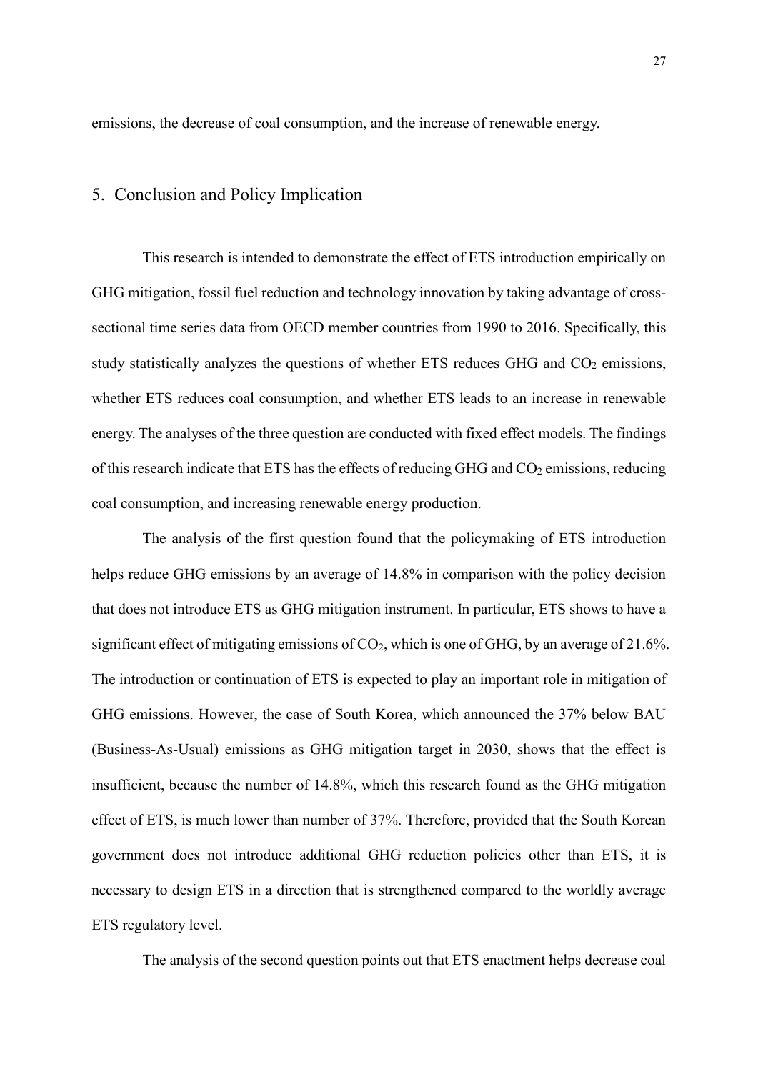emissions, the decrease of coal consumption, and the increase of renewable energy.

## 5. Conclusion and Policy Implication

This research is intended to demonstrate the effect of ETS introduction empirically on GHG mitigation, fossil fuel reduction and technology innovation by taking advantage of cross-sectional time series data from OECD member countries from 1990 to 2016. Specifically, this study statistically analyzes the questions of whether ETS reduces GHG and $CO_2$ emissions, whether ETS reduces coal consumption, and whether ETS leads to an increase in renewable energy. The analyses of the three question are conducted with fixed effect models. The findings of this research indicate that ETS has the effects of reducing GHG and $CO_2$ emissions, reducing coal consumption, and increasing renewable energy production.

The analysis of the first question found that the policymaking of ETS introduction helps reduce GHG emissions by an average of 14.8% in comparison with the policy decision that does not introduce ETS as GHG mitigation instrument. In particular, ETS shows to have a significant effect of mitigating emissions of $CO_2$, which is one of GHG, by an average of 21.6%. The introduction or continuation of ETS is expected to play an important role in mitigation of GHG emissions. However, the case of South Korea, which announced the 37% below BAU (Business-As-Usual) emissions as GHG mitigation target in 2030, shows that the effect is insufficient, because the number of 14.8%, which this research found as the GHG mitigation effect of ETS, is much lower than number of 37%. Therefore, provided that the South Korean government does not introduce additional GHG reduction policies other than ETS, it is necessary to design ETS in a direction that is strengthened compared to the worldly average ETS regulatory level.

The analysis of the second question points out that ETS enactment helps decrease coal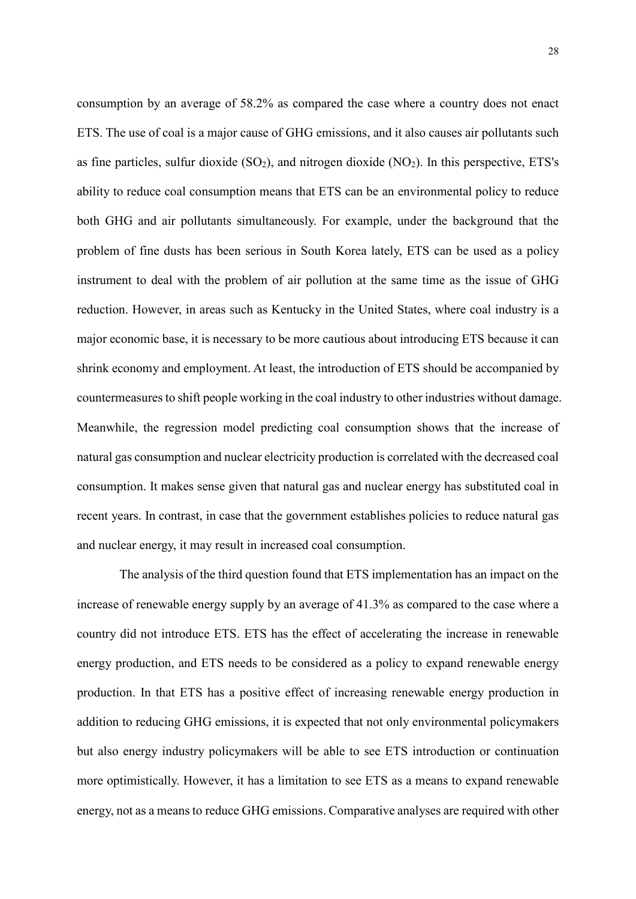consumption by an average of 58.2% as compared the case where a country does not enact ETS. The use of coal is a major cause of GHG emissions, and it also causes air pollutants such as fine particles, sulfur dioxide ($SO_2$), and nitrogen dioxide ($NO_2$). In this perspective, ETS's ability to reduce coal consumption means that ETS can be an environmental policy to reduce both GHG and air pollutants simultaneously. For example, under the background that the problem of fine dusts has been serious in South Korea lately, ETS can be used as a policy instrument to deal with the problem of air pollution at the same time as the issue of GHG reduction. However, in areas such as Kentucky in the United States, where coal industry is a major economic base, it is necessary to be more cautious about introducing ETS because it can shrink economy and employment. At least, the introduction of ETS should be accompanied by countermeasures to shift people working in the coal industry to other industries without damage. Meanwhile, the regression model predicting coal consumption shows that the increase of natural gas consumption and nuclear electricity production is correlated with the decreased coal consumption. It makes sense given that natural gas and nuclear energy has substituted coal in recent years. In contrast, in case that the government establishes policies to reduce natural gas and nuclear energy, it may result in increased coal consumption.

The analysis of the third question found that ETS implementation has an impact on the increase of renewable energy supply by an average of 41.3% as compared to the case where a country did not introduce ETS. ETS has the effect of accelerating the increase in renewable energy production, and ETS needs to be considered as a policy to expand renewable energy production. In that ETS has a positive effect of increasing renewable energy production in addition to reducing GHG emissions, it is expected that not only environmental policymakers but also energy industry policymakers will be able to see ETS introduction or continuation more optimistically. However, it has a limitation to see ETS as a means to expand renewable energy, not as a means to reduce GHG emissions. Comparative analyses are required with other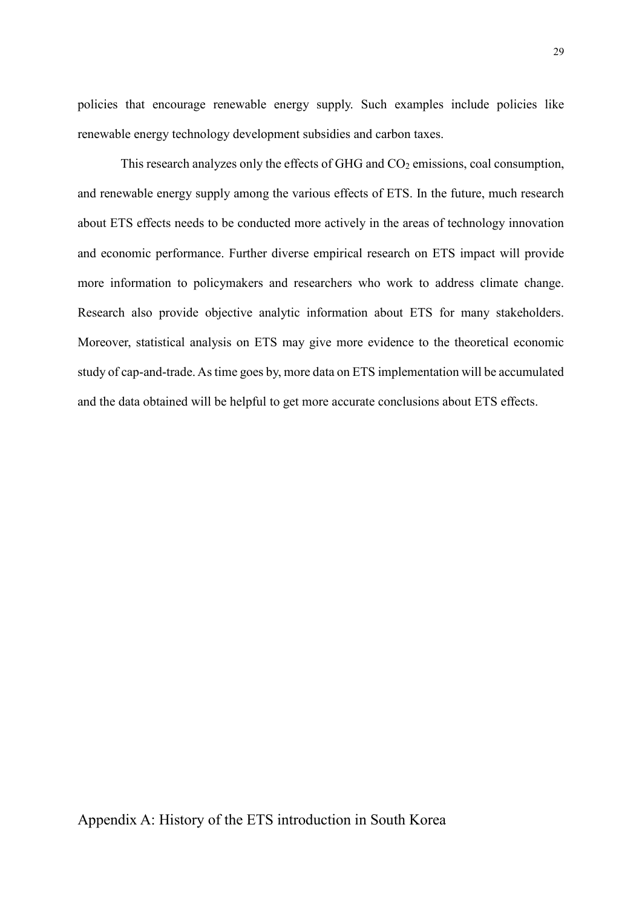policies that encourage renewable energy supply. Such examples include policies like renewable energy technology development subsidies and carbon taxes.

This research analyzes only the effects of GHG and $CO_2$ emissions, coal consumption, and renewable energy supply among the various effects of ETS. In the future, much research about ETS effects needs to be conducted more actively in the areas of technology innovation and economic performance. Further diverse empirical research on ETS impact will provide more information to policymakers and researchers who work to address climate change. Research also provide objective analytic information about ETS for many stakeholders. Moreover, statistical analysis on ETS may give more evidence to the theoretical economic study of cap-and-trade. As time goes by, more data on ETS implementation will be accumulated and the data obtained will be helpful to get more accurate conclusions about ETS effects.

## Appendix A: History of the ETS introduction in South Korea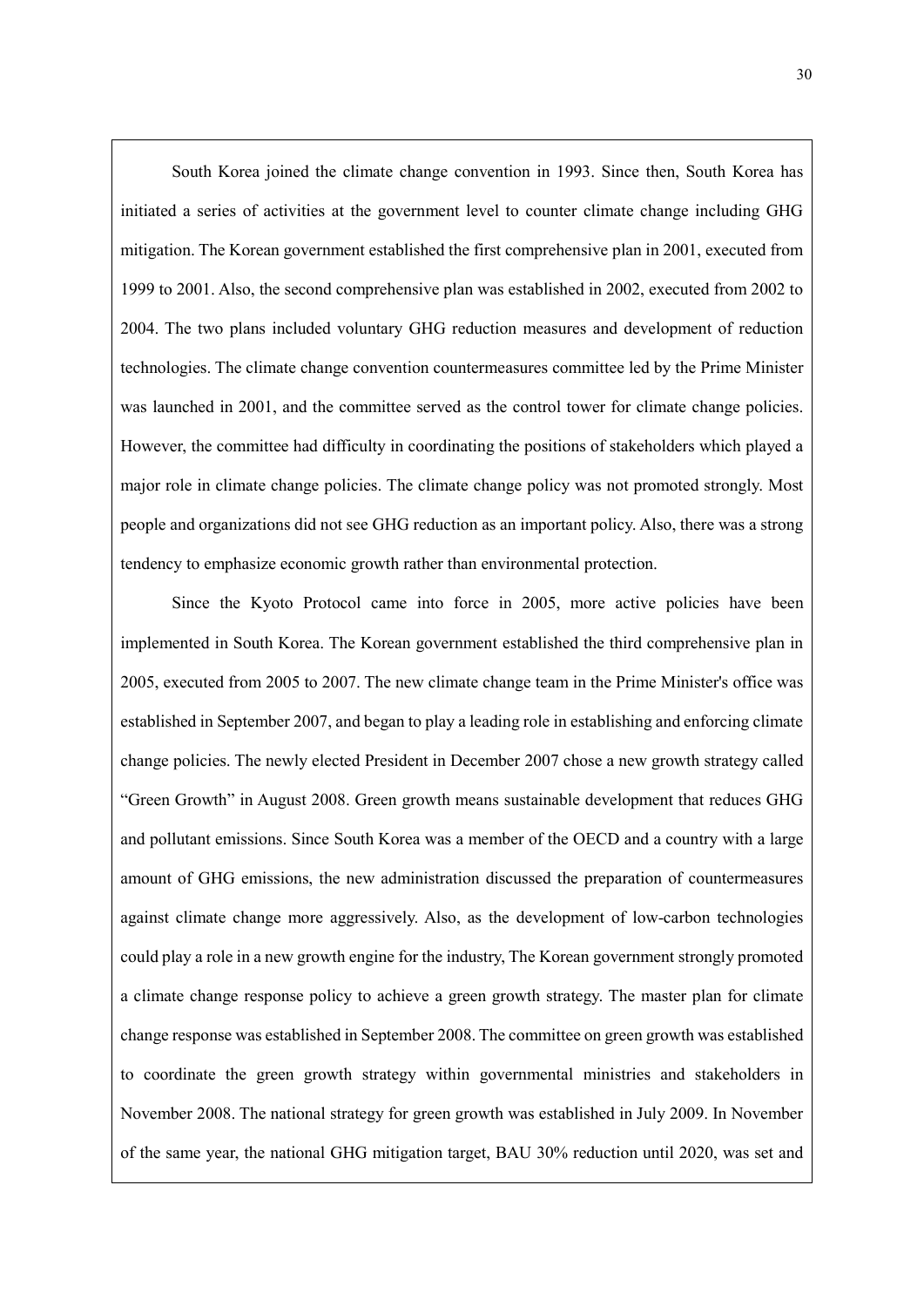South Korea joined the climate change convention in 1993. Since then, South Korea has initiated a series of activities at the government level to counter climate change including GHG mitigation. The Korean government established the first comprehensive plan in 2001, executed from 1999 to 2001. Also, the second comprehensive plan was established in 2002, executed from 2002 to 2004. The two plans included voluntary GHG reduction measures and development of reduction technologies. The climate change convention countermeasures committee led by the Prime Minister was launched in 2001, and the committee served as the control tower for climate change policies. However, the committee had difficulty in coordinating the positions of stakeholders which played a major role in climate change policies. The climate change policy was not promoted strongly. Most people and organizations did not see GHG reduction as an important policy. Also, there was a strong tendency to emphasize economic growth rather than environmental protection.

Since the Kyoto Protocol came into force in 2005, more active policies have been implemented in South Korea. The Korean government established the third comprehensive plan in 2005, executed from 2005 to 2007. The new climate change team in the Prime Minister's office was established in September 2007, and began to play a leading role in establishing and enforcing climate change policies. The newly elected President in December 2007 chose a new growth strategy called "Green Growth" in August 2008. Green growth means sustainable development that reduces GHG and pollutant emissions. Since South Korea was a member of the OECD and a country with a large amount of GHG emissions, the new administration discussed the preparation of countermeasures against climate change more aggressively. Also, as the development of low-carbon technologies could play a role in a new growth engine for the industry, The Korean government strongly promoted a climate change response policy to achieve a green growth strategy. The master plan for climate change response was established in September 2008. The committee on green growth was established to coordinate the green growth strategy within governmental ministries and stakeholders in November 2008. The national strategy for green growth was established in July 2009. In November of the same year, the national GHG mitigation target, BAU 30% reduction until 2020, was set and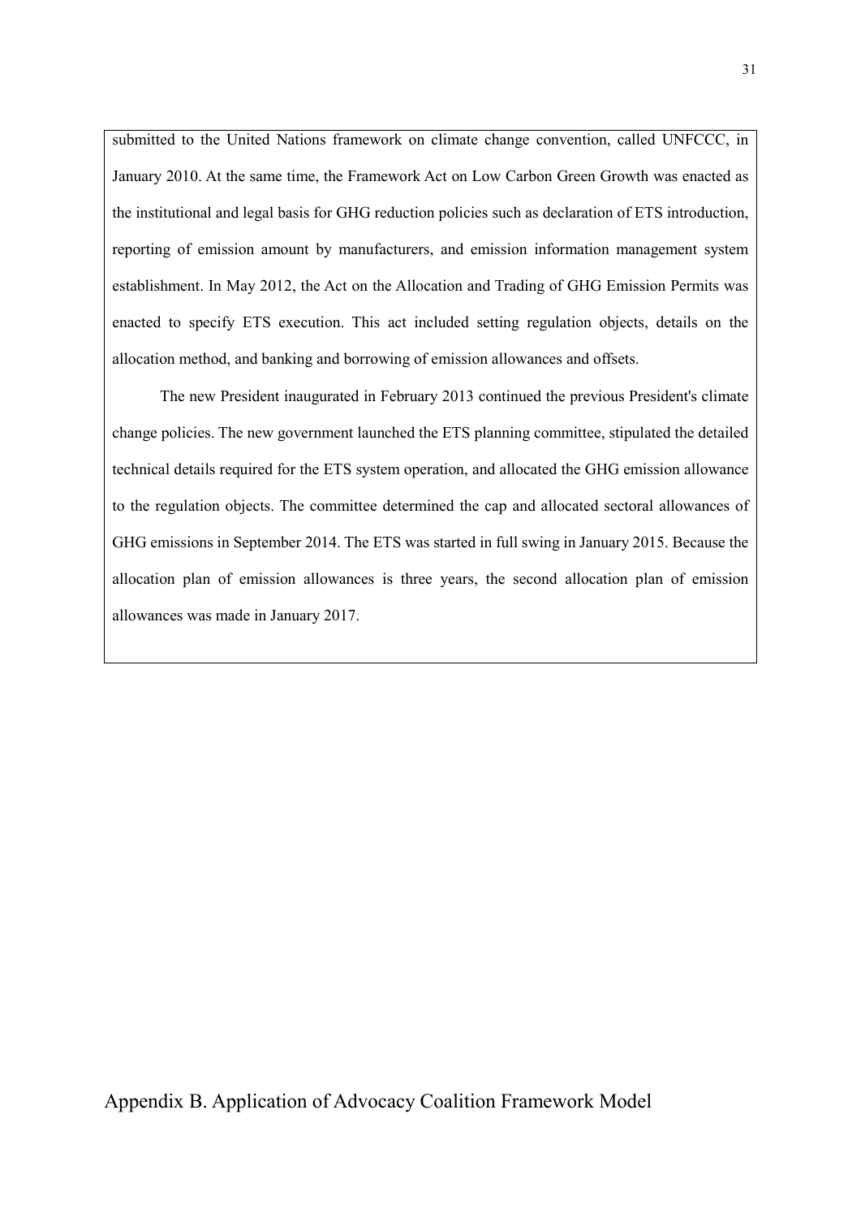submitted to the United Nations framework on climate change convention, called UNFCCC, in January 2010. At the same time, the Framework Act on Low Carbon Green Growth was enacted as the institutional and legal basis for GHG reduction policies such as declaration of ETS introduction, reporting of emission amount by manufacturers, and emission information management system establishment. In May 2012, the Act on the Allocation and Trading of GHG Emission Permits was enacted to specify ETS execution. This act included setting regulation objects, details on the allocation method, and banking and borrowing of emission allowances and offsets.

The new President inaugurated in February 2013 continued the previous President's climate change policies. The new government launched the ETS planning committee, stipulated the detailed technical details required for the ETS system operation, and allocated the GHG emission allowance to the regulation objects. The committee determined the cap and allocated sectoral allowances of GHG emissions in September 2014. The ETS was started in full swing in January 2015. Because the allocation plan of emission allowances is three years, the second allocation plan of emission allowances was made in January 2017.

# Appendix B. Application of Advocacy Coalition Framework Model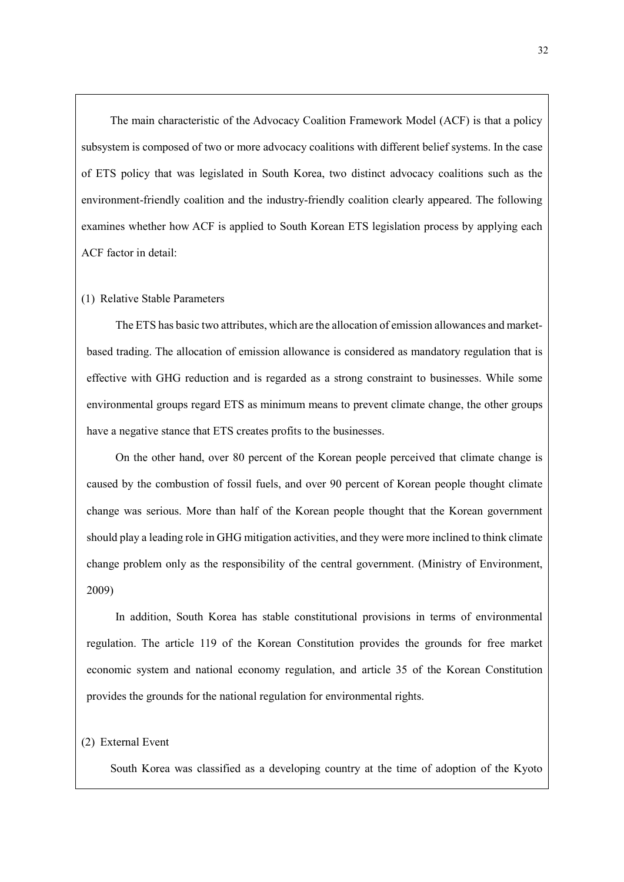The main characteristic of the Advocacy Coalition Framework Model (ACF) is that a policy subsystem is composed of two or more advocacy coalitions with different belief systems. In the case of ETS policy that was legislated in South Korea, two distinct advocacy coalitions such as the environment-friendly coalition and the industry-friendly coalition clearly appeared. The following examines whether how ACF is applied to South Korean ETS legislation process by applying each ACF factor in detail:

(1) Relative Stable Parameters

The ETS has basic two attributes, which are the allocation of emission allowances and market-based trading. The allocation of emission allowance is considered as mandatory regulation that is effective with GHG reduction and is regarded as a strong constraint to businesses. While some environmental groups regard ETS as minimum means to prevent climate change, the other groups have a negative stance that ETS creates profits to the businesses.

On the other hand, over 80 percent of the Korean people perceived that climate change is caused by the combustion of fossil fuels, and over 90 percent of Korean people thought climate change was serious. More than half of the Korean people thought that the Korean government should play a leading role in GHG mitigation activities, and they were more inclined to think climate change problem only as the responsibility of the central government. (Ministry of Environment, 2009)

In addition, South Korea has stable constitutional provisions in terms of environmental regulation. The article 119 of the Korean Constitution provides the grounds for free market economic system and national economy regulation, and article 35 of the Korean Constitution provides the grounds for the national regulation for environmental rights.

(2) External Event

South Korea was classified as a developing country at the time of adoption of the Kyoto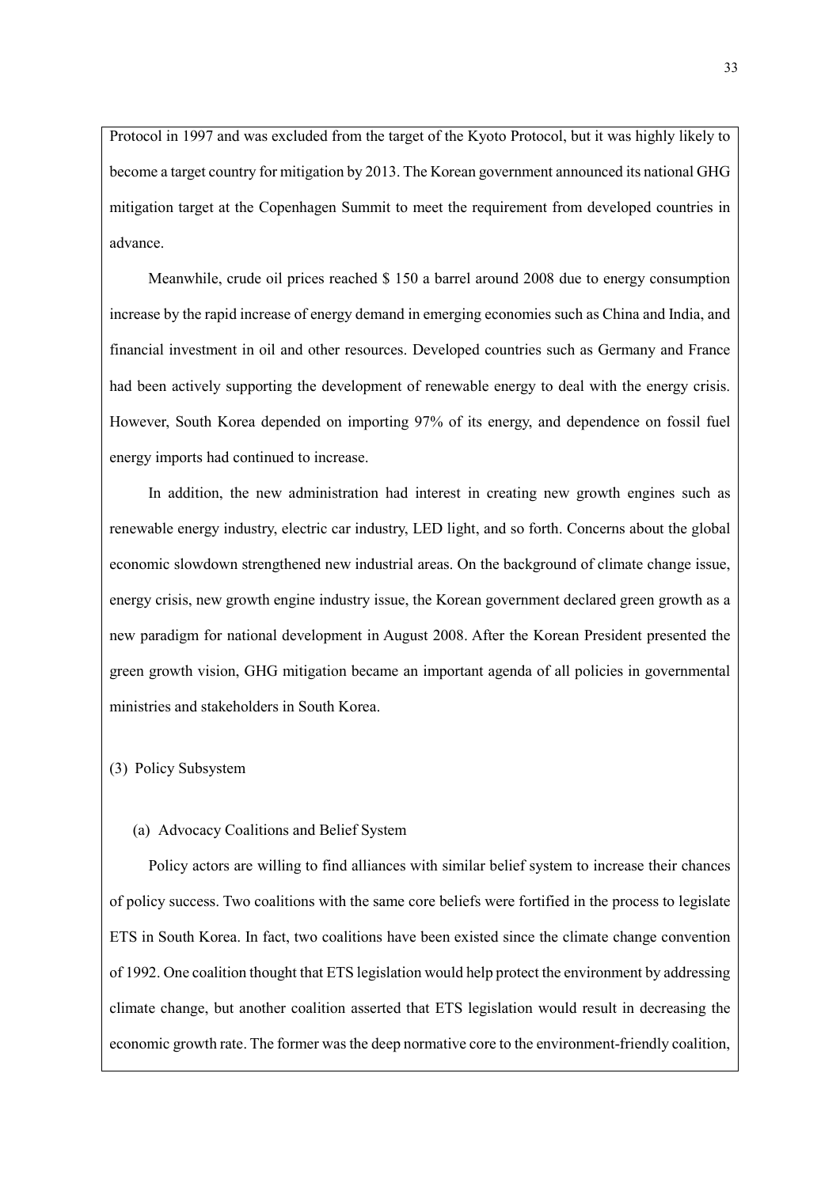Protocol in 1997 and was excluded from the target of the Kyoto Protocol, but it was highly likely to become a target country for mitigation by 2013. The Korean government announced its national GHG mitigation target at the Copenhagen Summit to meet the requirement from developed countries in advance.

Meanwhile, crude oil prices reached $ 150 a barrel around 2008 due to energy consumption increase by the rapid increase of energy demand in emerging economies such as China and India, and financial investment in oil and other resources. Developed countries such as Germany and France had been actively supporting the development of renewable energy to deal with the energy crisis. However, South Korea depended on importing 97% of its energy, and dependence on fossil fuel energy imports had continued to increase.

In addition, the new administration had interest in creating new growth engines such as renewable energy industry, electric car industry, LED light, and so forth. Concerns about the global economic slowdown strengthened new industrial areas. On the background of climate change issue, energy crisis, new growth engine industry issue, the Korean government declared green growth as a new paradigm for national development in August 2008. After the Korean President presented the green growth vision, GHG mitigation became an important agenda of all policies in governmental ministries and stakeholders in South Korea.

(3) Policy Subsystem

(a) Advocacy Coalitions and Belief System

Policy actors are willing to find alliances with similar belief system to increase their chances of policy success. Two coalitions with the same core beliefs were fortified in the process to legislate ETS in South Korea. In fact, two coalitions have been existed since the climate change convention of 1992. One coalition thought that ETS legislation would help protect the environment by addressing climate change, but another coalition asserted that ETS legislation would result in decreasing the economic growth rate. The former was the deep normative core to the environment-friendly coalition,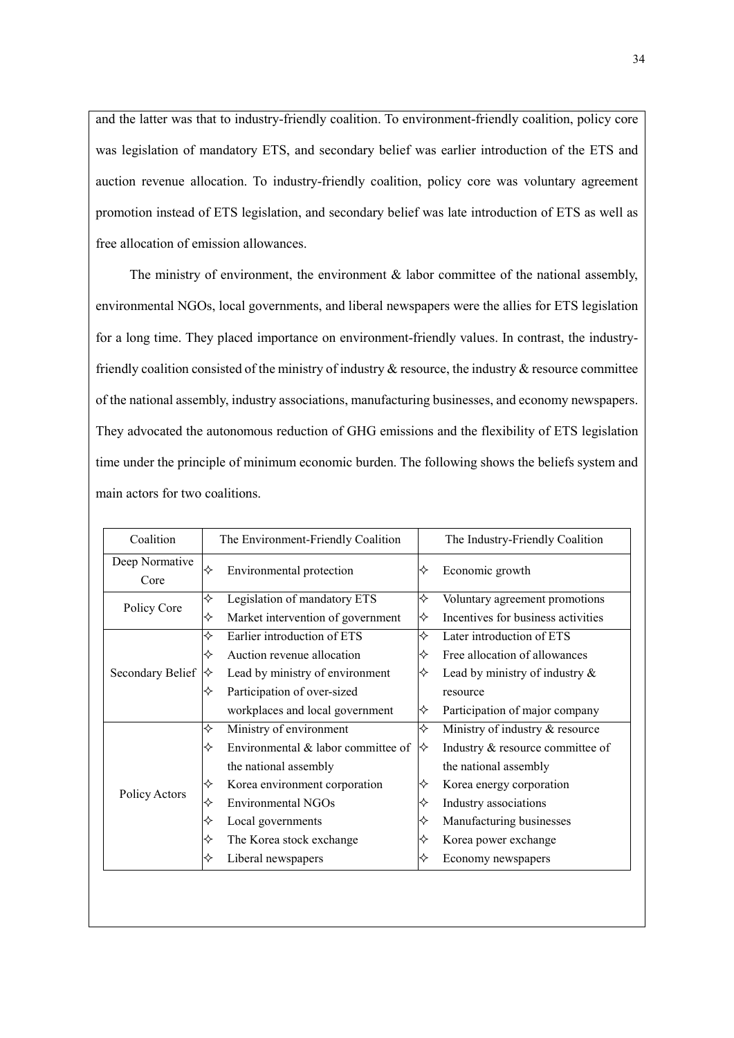and the latter was that to industry-friendly coalition. To environment-friendly coalition, policy core was legislation of mandatory ETS, and secondary belief was earlier introduction of the ETS and auction revenue allocation. To industry-friendly coalition, policy core was voluntary agreement promotion instead of ETS legislation, and secondary belief was late introduction of ETS as well as free allocation of emission allowances.

The ministry of environment, the environment & labor committee of the national assembly, environmental NGOs, local governments, and liberal newspapers were the allies for ETS legislation for a long time. They placed importance on environment-friendly values. In contrast, the industry-friendly coalition consisted of the ministry of industry & resource, the industry & resource committee of the national assembly, industry associations, manufacturing businesses, and economy newspapers. They advocated the autonomous reduction of GHG emissions and the flexibility of ETS legislation time under the principle of minimum economic burden. The following shows the beliefs system and main actors for two coalitions.

| Coalition | The Environment-Friendly Coalition | The Industry-Friendly Coalition |
|---|---|---|
| Deep Normative Core | ✧ Environmental protection | ✧ Economic growth |
| Policy Core | ✧ Legislation of mandatory ETS<br>✧ Market intervention of government | ✧ Voluntary agreement promotions<br>✧ Incentives for business activities |
| Secondary Belief | ✧ Earlier introduction of ETS<br>✧ Auction revenue allocation<br>✧ Lead by ministry of environment<br>✧ Participation of over-sized workplaces and local government | ✧ Later introduction of ETS<br>✧ Free allocation of allowances<br>✧ Lead by ministry of industry & resource<br>✧ Participation of major company |
| Policy Actors | ✧ Ministry of environment<br>✧ Environmental & labor committee of the national assembly<br>✧ Korea environment corporation<br>✧ Environmental NGOs<br>✧ Local governments<br>✧ The Korea stock exchange<br>✧ Liberal newspapers | ✧ Ministry of industry & resource<br>✧ Industry & resource committee of the national assembly<br>✧ Korea energy corporation<br>✧ Industry associations<br>✧ Manufacturing businesses<br>✧ Korea power exchange<br>✧ Economy newspapers |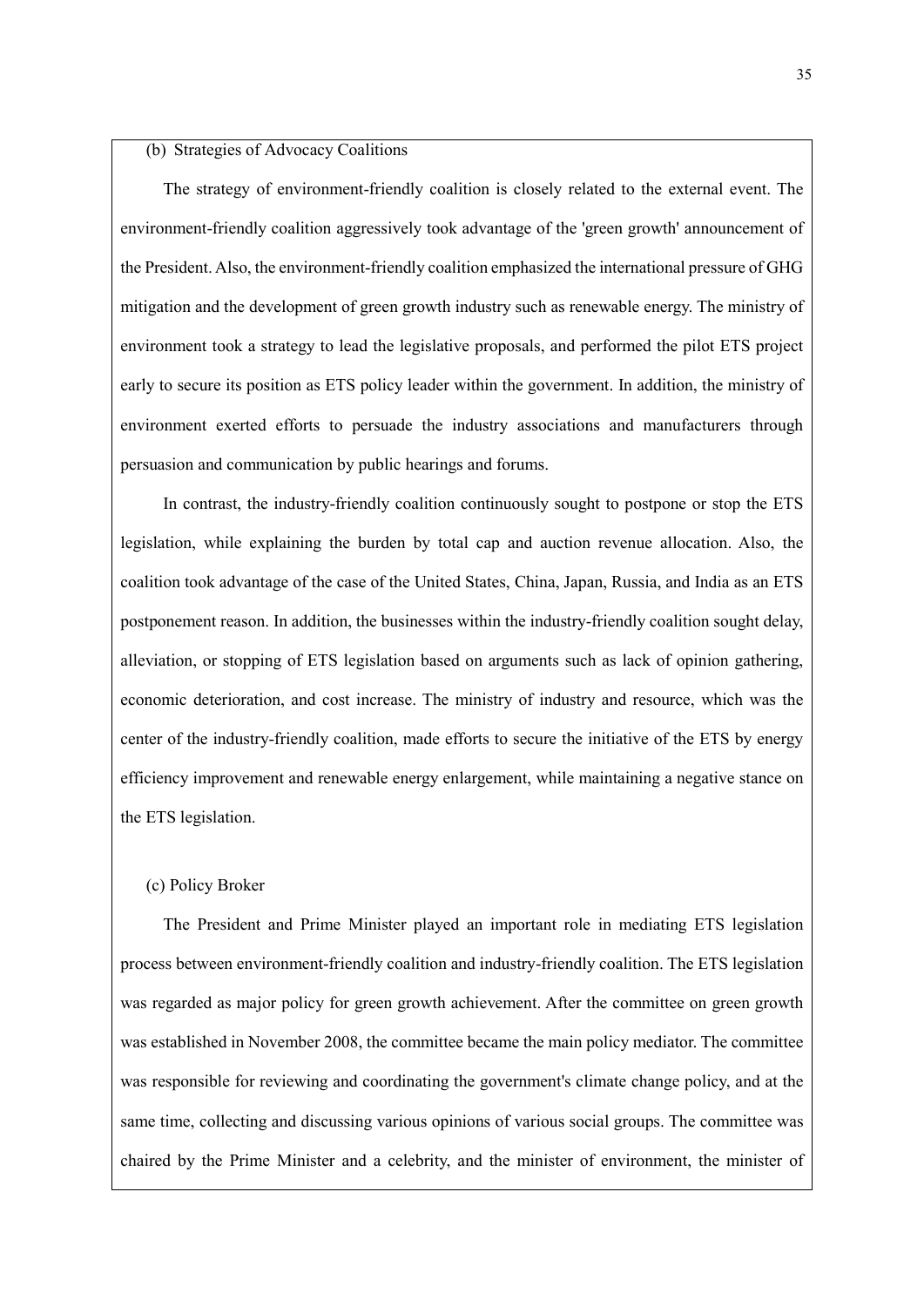(b) Strategies of Advocacy Coalitions

The strategy of environment-friendly coalition is closely related to the external event. The environment-friendly coalition aggressively took advantage of the 'green growth' announcement of the President. Also, the environment-friendly coalition emphasized the international pressure of GHG mitigation and the development of green growth industry such as renewable energy. The ministry of environment took a strategy to lead the legislative proposals, and performed the pilot ETS project early to secure its position as ETS policy leader within the government. In addition, the ministry of environment exerted efforts to persuade the industry associations and manufacturers through persuasion and communication by public hearings and forums.

In contrast, the industry-friendly coalition continuously sought to postpone or stop the ETS legislation, while explaining the burden by total cap and auction revenue allocation. Also, the coalition took advantage of the case of the United States, China, Japan, Russia, and India as an ETS postponement reason. In addition, the businesses within the industry-friendly coalition sought delay, alleviation, or stopping of ETS legislation based on arguments such as lack of opinion gathering, economic deterioration, and cost increase. The ministry of industry and resource, which was the center of the industry-friendly coalition, made efforts to secure the initiative of the ETS by energy efficiency improvement and renewable energy enlargement, while maintaining a negative stance on the ETS legislation.

(c) Policy Broker

The President and Prime Minister played an important role in mediating ETS legislation process between environment-friendly coalition and industry-friendly coalition. The ETS legislation was regarded as major policy for green growth achievement. After the committee on green growth was established in November 2008, the committee became the main policy mediator. The committee was responsible for reviewing and coordinating the government's climate change policy, and at the same time, collecting and discussing various opinions of various social groups. The committee was chaired by the Prime Minister and a celebrity, and the minister of environment, the minister of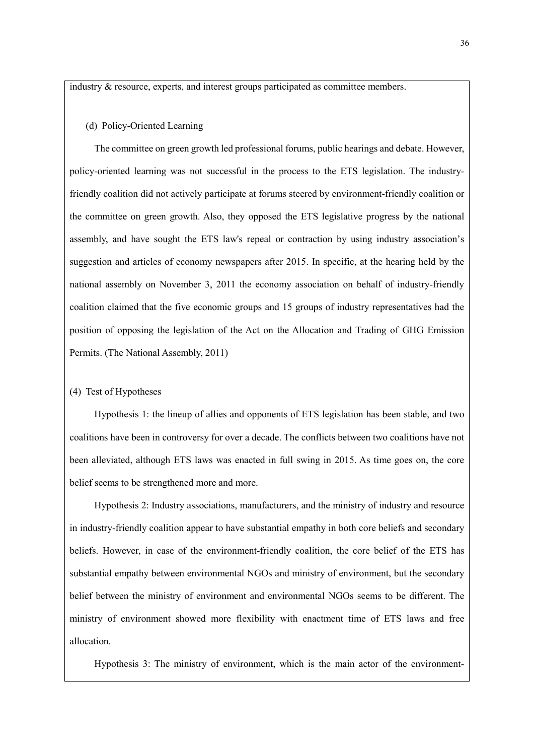industry & resource, experts, and interest groups participated as committee members.

(d) Policy-Oriented Learning

The committee on green growth led professional forums, public hearings and debate. However, policy-oriented learning was not successful in the process to the ETS legislation. The industry-friendly coalition did not actively participate at forums steered by environment-friendly coalition or the committee on green growth. Also, they opposed the ETS legislative progress by the national assembly, and have sought the ETS law's repeal or contraction by using industry association's suggestion and articles of economy newspapers after 2015. In specific, at the hearing held by the national assembly on November 3, 2011 the economy association on behalf of industry-friendly coalition claimed that the five economic groups and 15 groups of industry representatives had the position of opposing the legislation of the Act on the Allocation and Trading of GHG Emission Permits. (The National Assembly, 2011)

(4) Test of Hypotheses

Hypothesis 1: the lineup of allies and opponents of ETS legislation has been stable, and two coalitions have been in controversy for over a decade. The conflicts between two coalitions have not been alleviated, although ETS laws was enacted in full swing in 2015. As time goes on, the core belief seems to be strengthened more and more.

Hypothesis 2: Industry associations, manufacturers, and the ministry of industry and resource in industry-friendly coalition appear to have substantial empathy in both core beliefs and secondary beliefs. However, in case of the environment-friendly coalition, the core belief of the ETS has substantial empathy between environmental NGOs and ministry of environment, but the secondary belief between the ministry of environment and environmental NGOs seems to be different. The ministry of environment showed more flexibility with enactment time of ETS laws and free allocation.

Hypothesis 3: The ministry of environment, which is the main actor of the environment-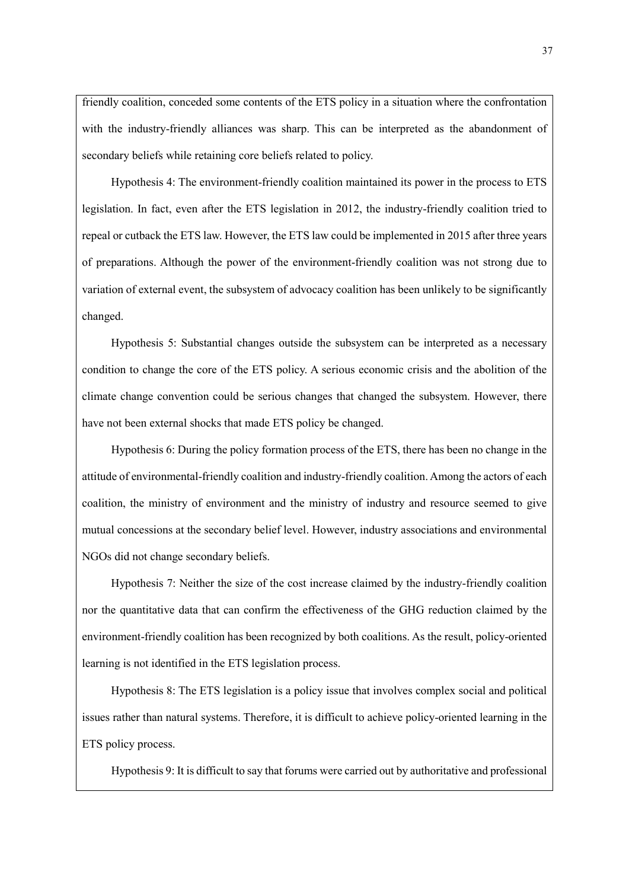friendly coalition, conceded some contents of the ETS policy in a situation where the confrontation with the industry-friendly alliances was sharp. This can be interpreted as the abandonment of secondary beliefs while retaining core beliefs related to policy.

Hypothesis 4: The environment-friendly coalition maintained its power in the process to ETS legislation. In fact, even after the ETS legislation in 2012, the industry-friendly coalition tried to repeal or cutback the ETS law. However, the ETS law could be implemented in 2015 after three years of preparations. Although the power of the environment-friendly coalition was not strong due to variation of external event, the subsystem of advocacy coalition has been unlikely to be significantly changed.

Hypothesis 5: Substantial changes outside the subsystem can be interpreted as a necessary condition to change the core of the ETS policy. A serious economic crisis and the abolition of the climate change convention could be serious changes that changed the subsystem. However, there have not been external shocks that made ETS policy be changed.

Hypothesis 6: During the policy formation process of the ETS, there has been no change in the attitude of environmental-friendly coalition and industry-friendly coalition. Among the actors of each coalition, the ministry of environment and the ministry of industry and resource seemed to give mutual concessions at the secondary belief level. However, industry associations and environmental NGOs did not change secondary beliefs.

Hypothesis 7: Neither the size of the cost increase claimed by the industry-friendly coalition nor the quantitative data that can confirm the effectiveness of the GHG reduction claimed by the environment-friendly coalition has been recognized by both coalitions. As the result, policy-oriented learning is not identified in the ETS legislation process.

Hypothesis 8: The ETS legislation is a policy issue that involves complex social and political issues rather than natural systems. Therefore, it is difficult to achieve policy-oriented learning in the ETS policy process.

Hypothesis 9: It is difficult to say that forums were carried out by authoritative and professional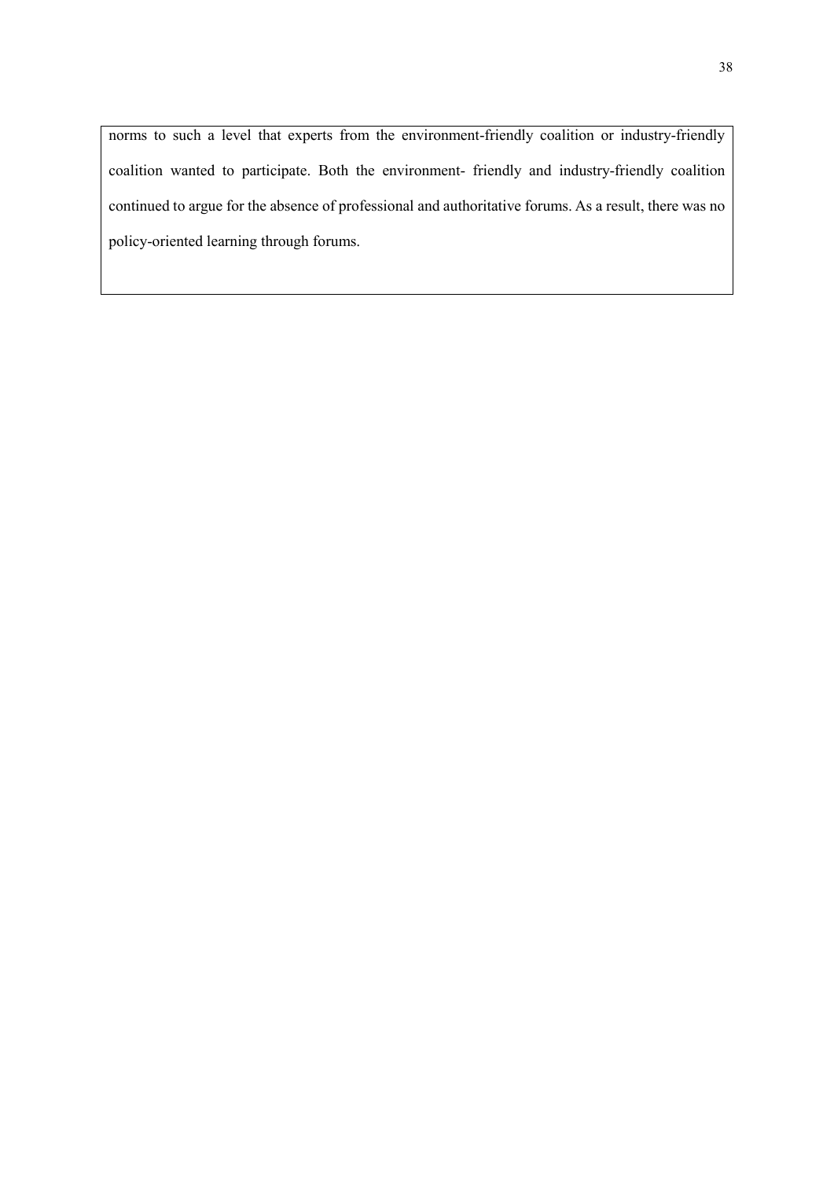norms to such a level that experts from the environment-friendly coalition or industry-friendly coalition wanted to participate. Both the environment- friendly and industry-friendly coalition continued to argue for the absence of professional and authoritative forums. As a result, there was no policy-oriented learning through forums.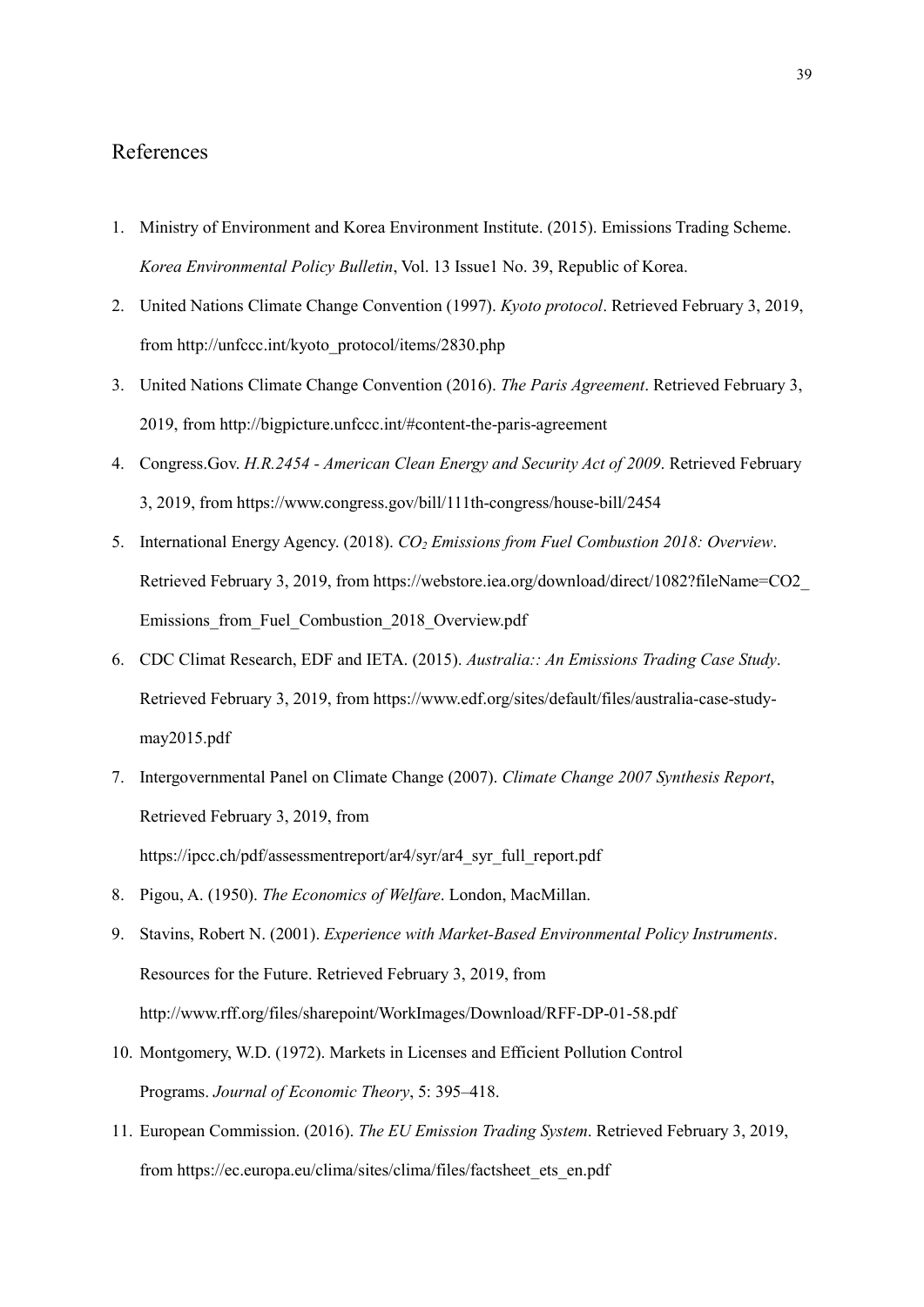# References

1. Ministry of Environment and Korea Environment Institute. (2015). Emissions Trading Scheme. *Korea Environmental Policy Bulletin*, Vol. 13 Issue1 No. 39, Republic of Korea.
2. United Nations Climate Change Convention (1997). *Kyoto protocol*. Retrieved February 3, 2019, from http://unfccc.int/kyoto_protocol/items/2830.php
3. United Nations Climate Change Convention (2016). *The Paris Agreement*. Retrieved February 3, 2019, from http://bigpicture.unfccc.int/#content-the-paris-agreement
4. Congress.Gov. *H.R.2454 - American Clean Energy and Security Act of 2009*. Retrieved February 3, 2019, from https://www.congress.gov/bill/111th-congress/house-bill/2454
5. International Energy Agency. (2018). *$CO_2$ Emissions from Fuel Combustion 2018: Overview*. Retrieved February 3, 2019, from https://webstore.iea.org/download/direct/1082?fileName=CO2_Emissions_from_Fuel_Combustion_2018_Overview.pdf
6. CDC Climat Research, EDF and IETA. (2015). *Australia:: An Emissions Trading Case Study*. Retrieved February 3, 2019, from https://www.edf.org/sites/default/files/australia-case-study-may2015.pdf
7. Intergovernmental Panel on Climate Change (2007). *Climate Change 2007 Synthesis Report*, Retrieved February 3, 2019, from https://ipcc.ch/pdf/assessmentreport/ar4/syr/ar4_syr_full_report.pdf
8. Pigou, A. (1950). *The Economics of Welfare*. London, MacMillan.
9. Stavins, Robert N. (2001). *Experience with Market-Based Environmental Policy Instruments*. Resources for the Future. Retrieved February 3, 2019, from http://www.rff.org/files/sharepoint/WorkImages/Download/RFF-DP-01-58.pdf
10. Montgomery, W.D. (1972). Markets in Licenses and Efficient Pollution Control Programs. *Journal of Economic Theory*, 5: 395–418.
11. European Commission. (2016). *The EU Emission Trading System*. Retrieved February 3, 2019, from https://ec.europa.eu/clima/sites/clima/files/factsheet_ets_en.pdf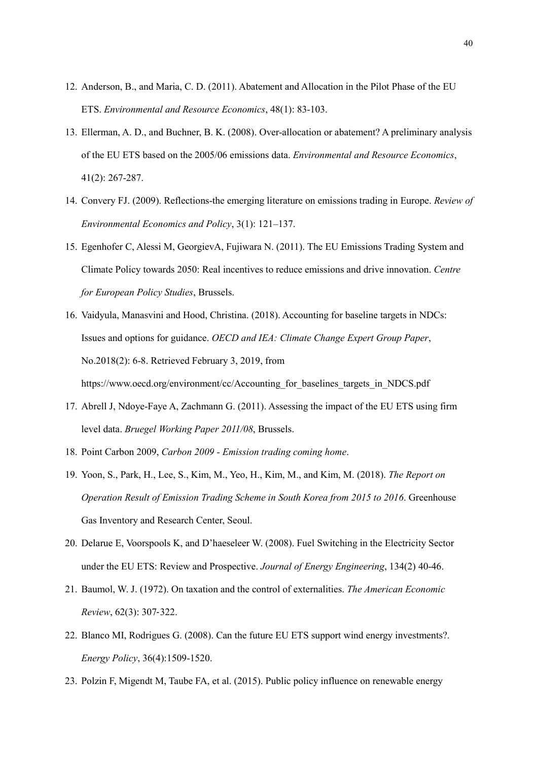12. Anderson, B., and Maria, C. D. (2011). Abatement and Allocation in the Pilot Phase of the EU ETS. *Environmental and Resource Economics*, 48(1): 83-103.
13. Ellerman, A. D., and Buchner, B. K. (2008). Over-allocation or abatement? A preliminary analysis of the EU ETS based on the 2005/06 emissions data. *Environmental and Resource Economics*, 41(2): 267-287.
14. Convery FJ. (2009). Reflections-the emerging literature on emissions trading in Europe. *Review of Environmental Economics and Policy*, 3(1): 121–137.
15. Egenhofer C, Alessi M, GeorgievA, Fujiwara N. (2011). The EU Emissions Trading System and Climate Policy towards 2050: Real incentives to reduce emissions and drive innovation. *Centre for European Policy Studies*, Brussels.
16. Vaidyula, Manasvini and Hood, Christina. (2018). Accounting for baseline targets in NDCs: Issues and options for guidance. *OECD and IEA: Climate Change Expert Group Paper*, No.2018(2): 6-8. Retrieved February 3, 2019, from https://www.oecd.org/environment/cc/Accounting_for_baselines_targets_in_NDCS.pdf
17. Abrell J, Ndoye-Faye A, Zachmann G. (2011). Assessing the impact of the EU ETS using firm level data. *Bruegel Working Paper 2011/08*, Brussels.
18. Point Carbon 2009, *Carbon 2009 - Emission trading coming home*.
19. Yoon, S., Park, H., Lee, S., Kim, M., Yeo, H., Kim, M., and Kim, M. (2018). *The Report on Operation Result of Emission Trading Scheme in South Korea from 2015 to 2016*. Greenhouse Gas Inventory and Research Center, Seoul.
20. Delarue E, Voorspools K, and D'haeseleer W. (2008). Fuel Switching in the Electricity Sector under the EU ETS: Review and Prospective. *Journal of Energy Engineering*, 134(2) 40-46.
21. Baumol, W. J. (1972). On taxation and the control of externalities. *The American Economic Review*, 62(3): 307-322.
22. Blanco MI, Rodrigues G. (2008). Can the future EU ETS support wind energy investments?. *Energy Policy*, 36(4):1509-1520.
23. Polzin F, Migendt M, Taube FA, et al. (2015). Public policy influence on renewable energy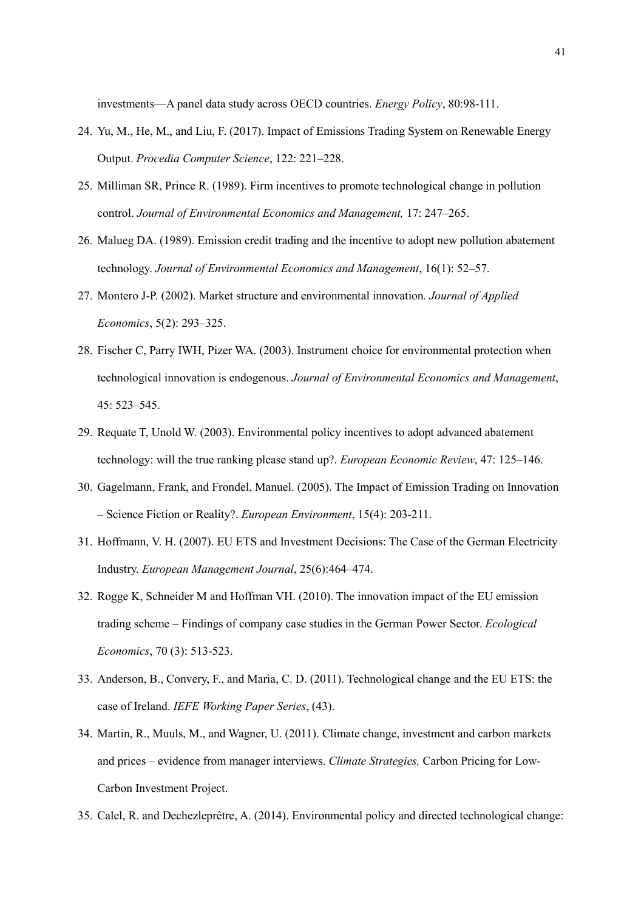investments—A panel data study across OECD countries. *Energy Policy*, 80:98-111.

24. Yu, M., He, M., and Liu, F. (2017). Impact of Emissions Trading System on Renewable Energy Output. *Procedia Computer Science*, 122: 221–228.
25. Milliman SR, Prince R. (1989). Firm incentives to promote technological change in pollution control. *Journal of Environmental Economics and Management,* 17: 247–265.
26. Malueg DA. (1989). Emission credit trading and the incentive to adopt new pollution abatement technology. *Journal of Environmental Economics and Management*, 16(1): 52–57.
27. Montero J-P. (2002). Market structure and environmental innovation*. Journal of Applied Economics*, 5(2): 293–325.
28. Fischer C, Parry IWH, Pizer WA. (2003). Instrument choice for environmental protection when technological innovation is endogenous. *Journal of Environmental Economics and Management*, 45: 523–545.
29. Requate T, Unold W. (2003). Environmental policy incentives to adopt advanced abatement technology: will the true ranking please stand up?. *European Economic Review*, 47: 125–146.
30. Gagelmann, Frank, and Frondel, Manuel. (2005). The Impact of Emission Trading on Innovation – Science Fiction or Reality?. *European Environment*, 15(4): 203-211.
31. Hoffmann, V. H. (2007). EU ETS and Investment Decisions: The Case of the German Electricity Industry. *European Management Journal*, 25(6):464–474.
32. Rogge K, Schneider M and Hoffman VH. (2010). The innovation impact of the EU emission trading scheme – Findings of company case studies in the German Power Sector. *Ecological Economics*, 70 (3): 513-523.
33. Anderson, B., Convery, F., and Maria, C. D. (2011). Technological change and the EU ETS: the case of Ireland. *IEFE Working Paper Series*, (43).
34. Martin, R., Muuls, M., and Wagner, U. (2011). Climate change, investment and carbon markets and prices – evidence from manager interviews. *Climate Strategies,* Carbon Pricing for Low-Carbon Investment Project.
35. Calel, R. and Dechezleprêtre, A. (2014). Environmental policy and directed technological change: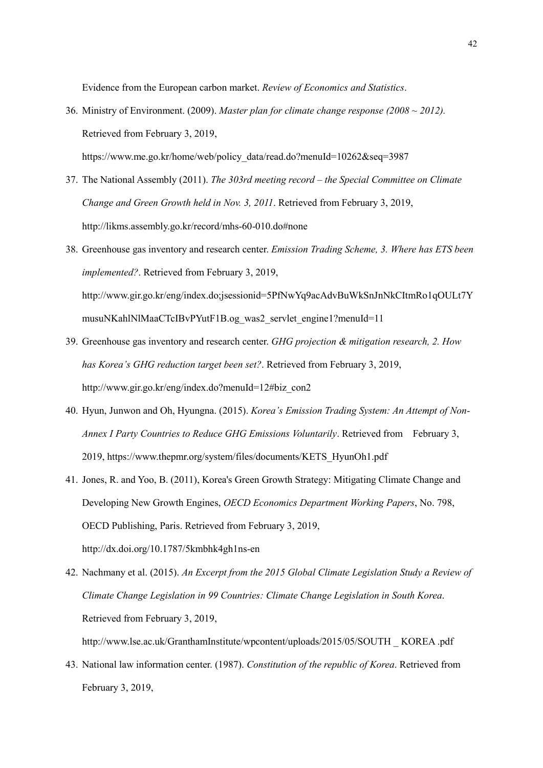Evidence from the European carbon market. *Review of Economics and Statistics*.

36. Ministry of Environment. (2009). *Master plan for climate change response (2008 ~ 2012).* Retrieved from February 3, 2019, https://www.me.go.kr/home/web/policy_data/read.do?menuId=10262&seq=3987

37. The National Assembly (2011). *The 303rd meeting record – the Special Committee on Climate Change and Green Growth held in Nov. 3, 2011*. Retrieved from February 3, 2019, http://likms.assembly.go.kr/record/mhs-60-010.do#none

38. Greenhouse gas inventory and research center. *Emission Trading Scheme, 3. Where has ETS been implemented?*. Retrieved from February 3, 2019, http://www.gir.go.kr/eng/index.do;jsessionid=5PfNwYq9acAdvBuWkSnJnNkCItmRo1qOULt7YmusuNKahlNlMaaCTcIBvPYutF1B.og_was2_servlet_engine1?menuId=11

39. Greenhouse gas inventory and research center. *GHG projection & mitigation research, 2. How has Korea's GHG reduction target been set?*. Retrieved from February 3, 2019, http://www.gir.go.kr/eng/index.do?menuId=12#biz_con2

40. Hyun, Junwon and Oh, Hyungna. (2015). *Korea's Emission Trading System: An Attempt of Non-Annex I Party Countries to Reduce GHG Emissions Voluntarily*. Retrieved from February 3, 2019, https://www.thepmr.org/system/files/documents/KETS_HyunOh1.pdf

41. Jones, R. and Yoo, B. (2011), Korea's Green Growth Strategy: Mitigating Climate Change and Developing New Growth Engines, *OECD Economics Department Working Papers*, No. 798, OECD Publishing, Paris. Retrieved from February 3, 2019, http://dx.doi.org/10.1787/5kmbhk4gh1ns-en

42. Nachmany et al. (2015). *An Excerpt from the 2015 Global Climate Legislation Study a Review of Climate Change Legislation in 99 Countries: Climate Change Legislation in South Korea*. Retrieved from February 3, 2019, http://www.lse.ac.uk/GranthamInstitute/wpcontent/uploads/2015/05/SOUTH _ KOREA .pdf

43. National law information center. (1987). *Constitution of the republic of Korea*. Retrieved from February 3, 2019,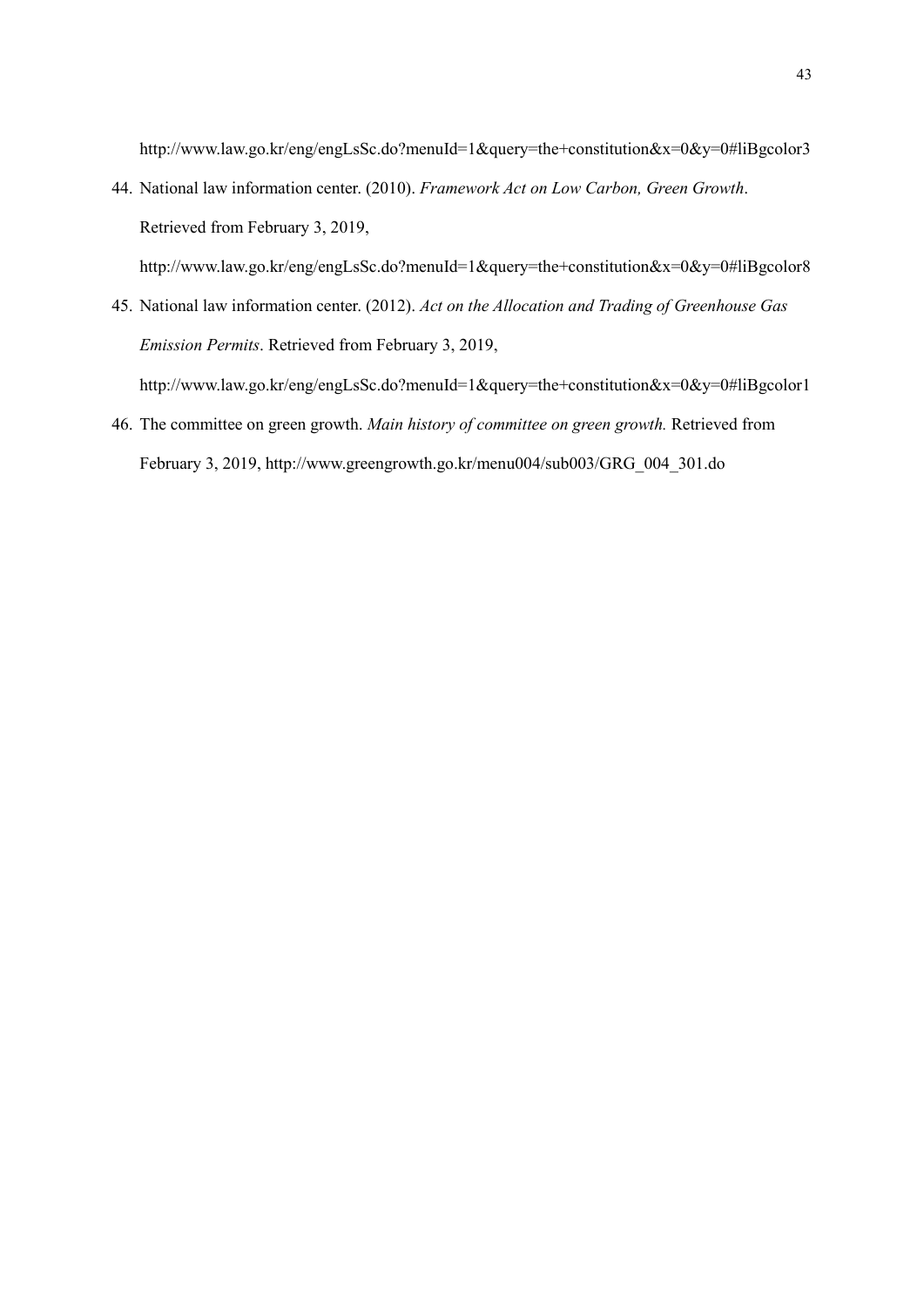http://www.law.go.kr/eng/engLsSc.do?menuId=1&query=the+constitution&x=0&y=0#liBgcolor3

44. National law information center. (2010). *Framework Act on Low Carbon, Green Growth*. Retrieved from February 3, 2019, http://www.law.go.kr/eng/engLsSc.do?menuId=1&query=the+constitution&x=0&y=0#liBgcolor8
45. National law information center. (2012). *Act on the Allocation and Trading of Greenhouse Gas Emission Permits*. Retrieved from February 3, 2019, http://www.law.go.kr/eng/engLsSc.do?menuId=1&query=the+constitution&x=0&y=0#liBgcolor1
46. The committee on green growth. *Main history of committee on green growth.* Retrieved from February 3, 2019, http://www.greengrowth.go.kr/menu004/sub003/GRG_004_301.do